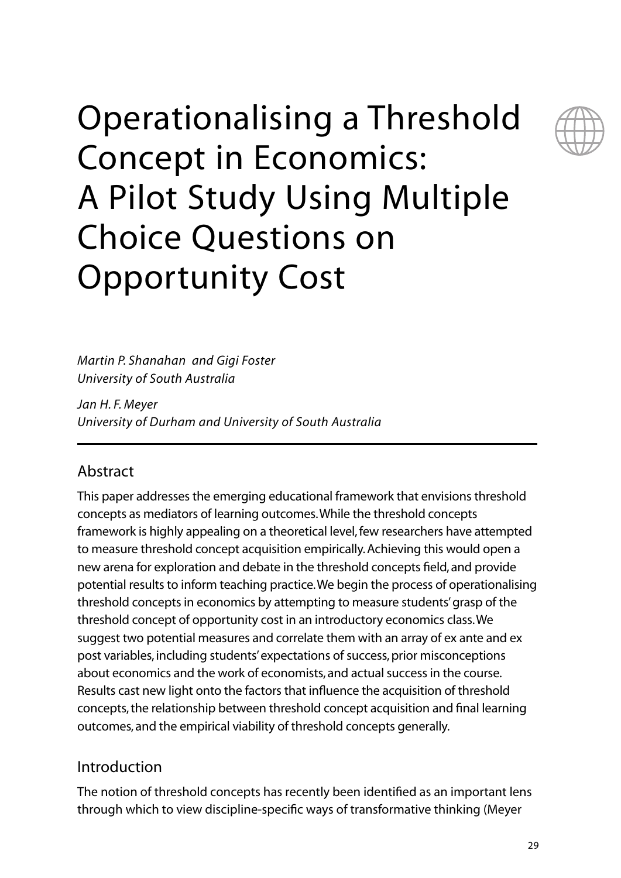# Operationalising a Threshold Concept in Economics: A Pilot Study Using Multiple Choice Questions on Opportunity Cost

*Martin P. Shanahan and Gigi Foster*
*University of South Australia*

*Jan H. F. Meyer*
*University of Durham and University of South Australia*

## Abstract

This paper addresses the emerging educational framework that envisions threshold concepts as mediators of learning outcomes. While the threshold concepts framework is highly appealing on a theoretical level, few researchers have attempted to measure threshold concept acquisition empirically. Achieving this would open a new arena for exploration and debate in the threshold concepts field, and provide potential results to inform teaching practice. We begin the process of operationalising threshold concepts in economics by attempting to measure students' grasp of the threshold concept of opportunity cost in an introductory economics class. We suggest two potential measures and correlate them with an array of ex ante and ex post variables, including students' expectations of success, prior misconceptions about economics and the work of economists, and actual success in the course. Results cast new light onto the factors that influence the acquisition of threshold concepts, the relationship between threshold concept acquisition and final learning outcomes, and the empirical viability of threshold concepts generally.

## Introduction

The notion of threshold concepts has recently been identified as an important lens through which to view discipline-specific ways of transformative thinking (Meyer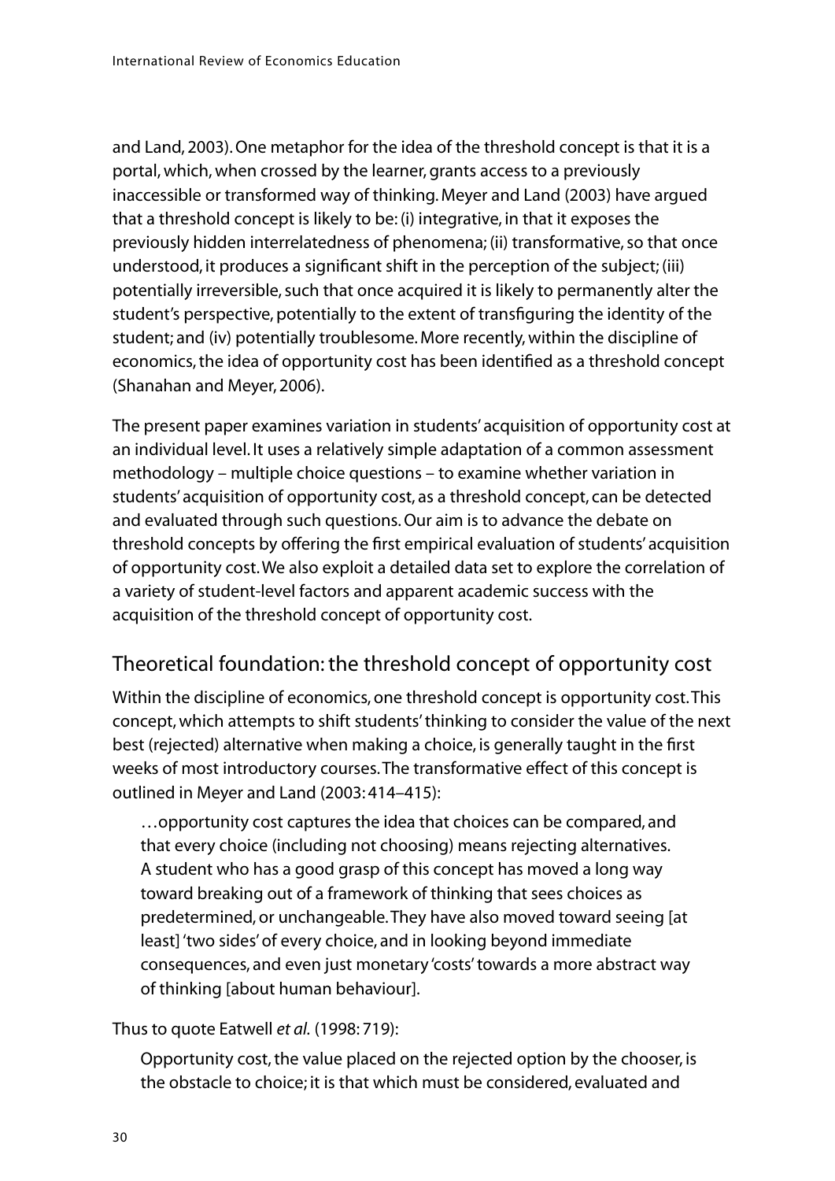and Land, 2003). One metaphor for the idea of the threshold concept is that it is a portal, which, when crossed by the learner, grants access to a previously inaccessible or transformed way of thinking. Meyer and Land (2003) have argued that a threshold concept is likely to be: (i) integrative, in that it exposes the previously hidden interrelatedness of phenomena; (ii) transformative, so that once understood, it produces a significant shift in the perception of the subject; (iii) potentially irreversible, such that once acquired it is likely to permanently alter the student's perspective, potentially to the extent of transfiguring the identity of the student; and (iv) potentially troublesome. More recently, within the discipline of economics, the idea of opportunity cost has been identified as a threshold concept (Shanahan and Meyer, 2006).

The present paper examines variation in students' acquisition of opportunity cost at an individual level. It uses a relatively simple adaptation of a common assessment methodology – multiple choice questions – to examine whether variation in students' acquisition of opportunity cost, as a threshold concept, can be detected and evaluated through such questions. Our aim is to advance the debate on threshold concepts by offering the first empirical evaluation of students' acquisition of opportunity cost. We also exploit a detailed data set to explore the correlation of a variety of student-level factors and apparent academic success with the acquisition of the threshold concept of opportunity cost.

## Theoretical foundation: the threshold concept of opportunity cost

Within the discipline of economics, one threshold concept is opportunity cost. This concept, which attempts to shift students' thinking to consider the value of the next best (rejected) alternative when making a choice, is generally taught in the first weeks of most introductory courses. The transformative effect of this concept is outlined in Meyer and Land (2003: 414–415):

> …opportunity cost captures the idea that choices can be compared, and that every choice (including not choosing) means rejecting alternatives. A student who has a good grasp of this concept has moved a long way toward breaking out of a framework of thinking that sees choices as predetermined, or unchangeable. They have also moved toward seeing [at least] 'two sides' of every choice, and in looking beyond immediate consequences, and even just monetary 'costs' towards a more abstract way of thinking [about human behaviour].

Thus to quote Eatwell *et al.* (1998: 719):

> Opportunity cost, the value placed on the rejected option by the chooser, is the obstacle to choice; it is that which must be considered, evaluated and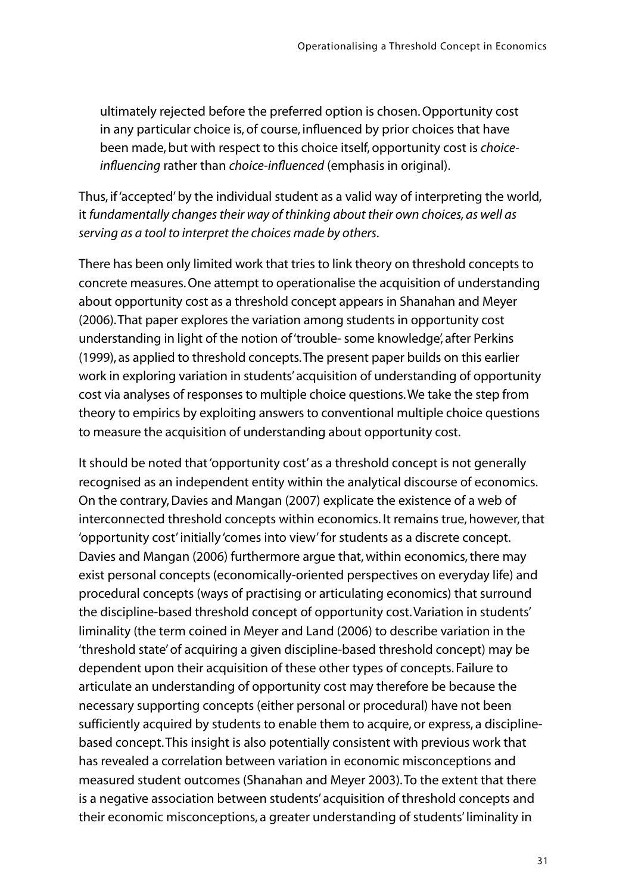ultimately rejected before the preferred option is chosen. Opportunity cost in any particular choice is, of course, influenced by prior choices that have been made, but with respect to this choice itself, opportunity cost is *choice-influencing* rather than *choice-influenced* (emphasis in original).

Thus, if 'accepted' by the individual student as a valid way of interpreting the world, it *fundamentally changes their way of thinking about their own choices, as well as serving as a tool to interpret the choices made by others*.

There has been only limited work that tries to link theory on threshold concepts to concrete measures. One attempt to operationalise the acquisition of understanding about opportunity cost as a threshold concept appears in Shanahan and Meyer (2006). That paper explores the variation among students in opportunity cost understanding in light of the notion of 'trouble- some knowledge', after Perkins (1999), as applied to threshold concepts. The present paper builds on this earlier work in exploring variation in students' acquisition of understanding of opportunity cost via analyses of responses to multiple choice questions. We take the step from theory to empirics by exploiting answers to conventional multiple choice questions to measure the acquisition of understanding about opportunity cost.

It should be noted that 'opportunity cost' as a threshold concept is not generally recognised as an independent entity within the analytical discourse of economics. On the contrary, Davies and Mangan (2007) explicate the existence of a web of interconnected threshold concepts within economics. It remains true, however, that 'opportunity cost' initially 'comes into view' for students as a discrete concept. Davies and Mangan (2006) furthermore argue that, within economics, there may exist personal concepts (economically-oriented perspectives on everyday life) and procedural concepts (ways of practising or articulating economics) that surround the discipline-based threshold concept of opportunity cost. Variation in students' liminality (the term coined in Meyer and Land (2006) to describe variation in the 'threshold state' of acquiring a given discipline-based threshold concept) may be dependent upon their acquisition of these other types of concepts. Failure to articulate an understanding of opportunity cost may therefore be because the necessary supporting concepts (either personal or procedural) have not been sufficiently acquired by students to enable them to acquire, or express, a discipline-based concept. This insight is also potentially consistent with previous work that has revealed a correlation between variation in economic misconceptions and measured student outcomes (Shanahan and Meyer 2003). To the extent that there is a negative association between students' acquisition of threshold concepts and their economic misconceptions, a greater understanding of students' liminality in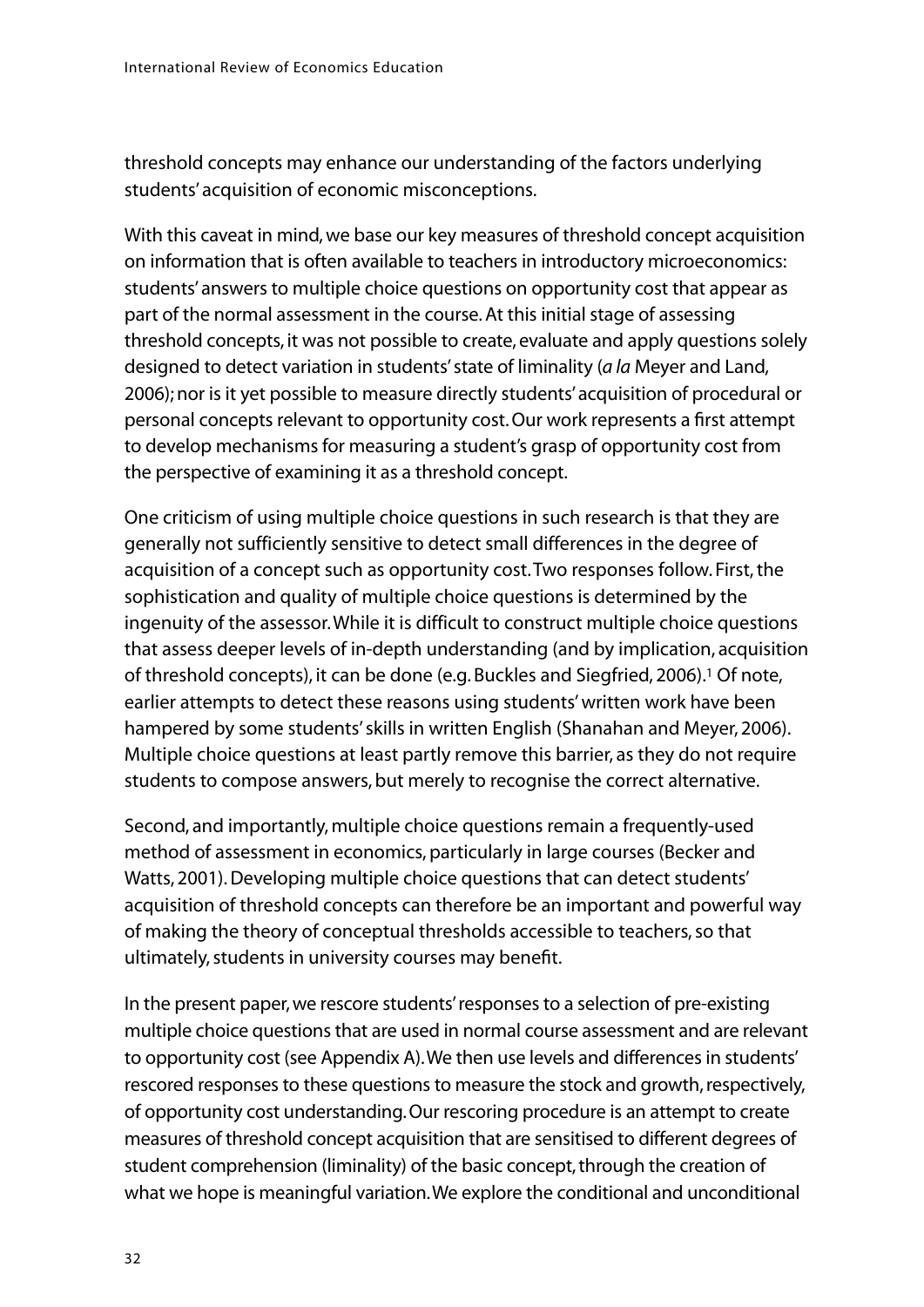threshold concepts may enhance our understanding of the factors underlying students' acquisition of economic misconceptions.

With this caveat in mind, we base our key measures of threshold concept acquisition on information that is often available to teachers in introductory microeconomics: students' answers to multiple choice questions on opportunity cost that appear as part of the normal assessment in the course. At this initial stage of assessing threshold concepts, it was not possible to create, evaluate and apply questions solely designed to detect variation in students' state of liminality (*a la* Meyer and Land, 2006); nor is it yet possible to measure directly students' acquisition of procedural or personal concepts relevant to opportunity cost. Our work represents a first attempt to develop mechanisms for measuring a student's grasp of opportunity cost from the perspective of examining it as a threshold concept.

One criticism of using multiple choice questions in such research is that they are generally not sufficiently sensitive to detect small differences in the degree of acquisition of a concept such as opportunity cost. Two responses follow. First, the sophistication and quality of multiple choice questions is determined by the ingenuity of the assessor. While it is difficult to construct multiple choice questions that assess deeper levels of in-depth understanding (and by implication, acquisition of threshold concepts), it can be done (e.g. Buckles and Siegfried, 2006).[1] Of note, earlier attempts to detect these reasons using students' written work have been hampered by some students' skills in written English (Shanahan and Meyer, 2006). Multiple choice questions at least partly remove this barrier, as they do not require students to compose answers, but merely to recognise the correct alternative.

Second, and importantly, multiple choice questions remain a frequently-used method of assessment in economics, particularly in large courses (Becker and Watts, 2001). Developing multiple choice questions that can detect students' acquisition of threshold concepts can therefore be an important and powerful way of making the theory of conceptual thresholds accessible to teachers, so that ultimately, students in university courses may benefit.

In the present paper, we rescore students' responses to a selection of pre-existing multiple choice questions that are used in normal course assessment and are relevant to opportunity cost (see Appendix A). We then use levels and differences in students' rescored responses to these questions to measure the stock and growth, respectively, of opportunity cost understanding. Our rescoring procedure is an attempt to create measures of threshold concept acquisition that are sensitised to different degrees of student comprehension (liminality) of the basic concept, through the creation of what we hope is meaningful variation. We explore the conditional and unconditional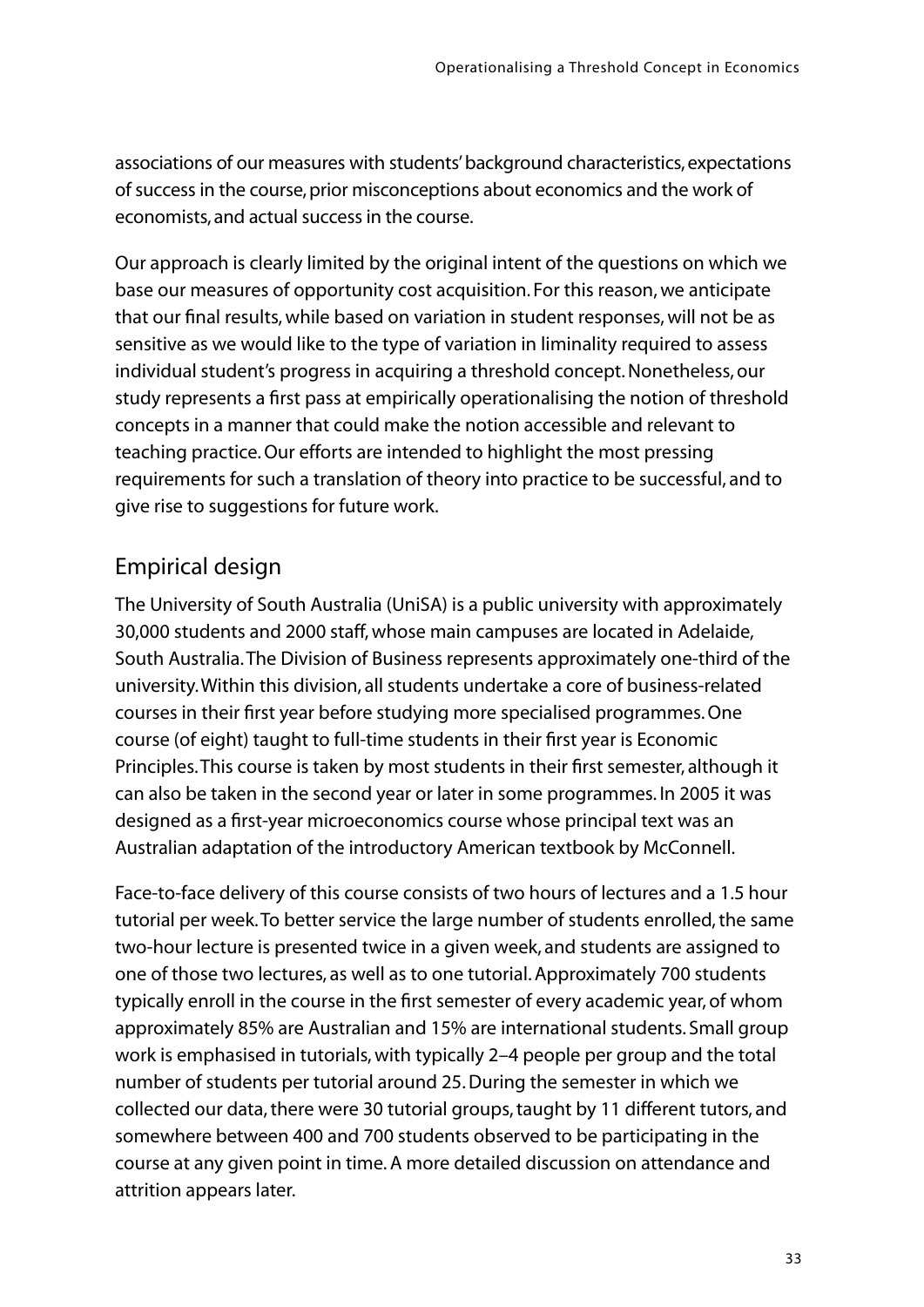associations of our measures with students' background characteristics, expectations of success in the course, prior misconceptions about economics and the work of economists, and actual success in the course.

Our approach is clearly limited by the original intent of the questions on which we base our measures of opportunity cost acquisition. For this reason, we anticipate that our final results, while based on variation in student responses, will not be as sensitive as we would like to the type of variation in liminality required to assess individual student's progress in acquiring a threshold concept. Nonetheless, our study represents a first pass at empirically operationalising the notion of threshold concepts in a manner that could make the notion accessible and relevant to teaching practice. Our efforts are intended to highlight the most pressing requirements for such a translation of theory into practice to be successful, and to give rise to suggestions for future work.

## Empirical design

The University of South Australia (UniSA) is a public university with approximately 30,000 students and 2000 staff, whose main campuses are located in Adelaide, South Australia. The Division of Business represents approximately one-third of the university. Within this division, all students undertake a core of business-related courses in their first year before studying more specialised programmes. One course (of eight) taught to full-time students in their first year is Economic Principles. This course is taken by most students in their first semester, although it can also be taken in the second year or later in some programmes. In 2005 it was designed as a first-year microeconomics course whose principal text was an Australian adaptation of the introductory American textbook by McConnell.

Face-to-face delivery of this course consists of two hours of lectures and a 1.5 hour tutorial per week. To better service the large number of students enrolled, the same two-hour lecture is presented twice in a given week, and students are assigned to one of those two lectures, as well as to one tutorial. Approximately 700 students typically enroll in the course in the first semester of every academic year, of whom approximately 85% are Australian and 15% are international students. Small group work is emphasised in tutorials, with typically 2–4 people per group and the total number of students per tutorial around 25. During the semester in which we collected our data, there were 30 tutorial groups, taught by 11 different tutors, and somewhere between 400 and 700 students observed to be participating in the course at any given point in time. A more detailed discussion on attendance and attrition appears later.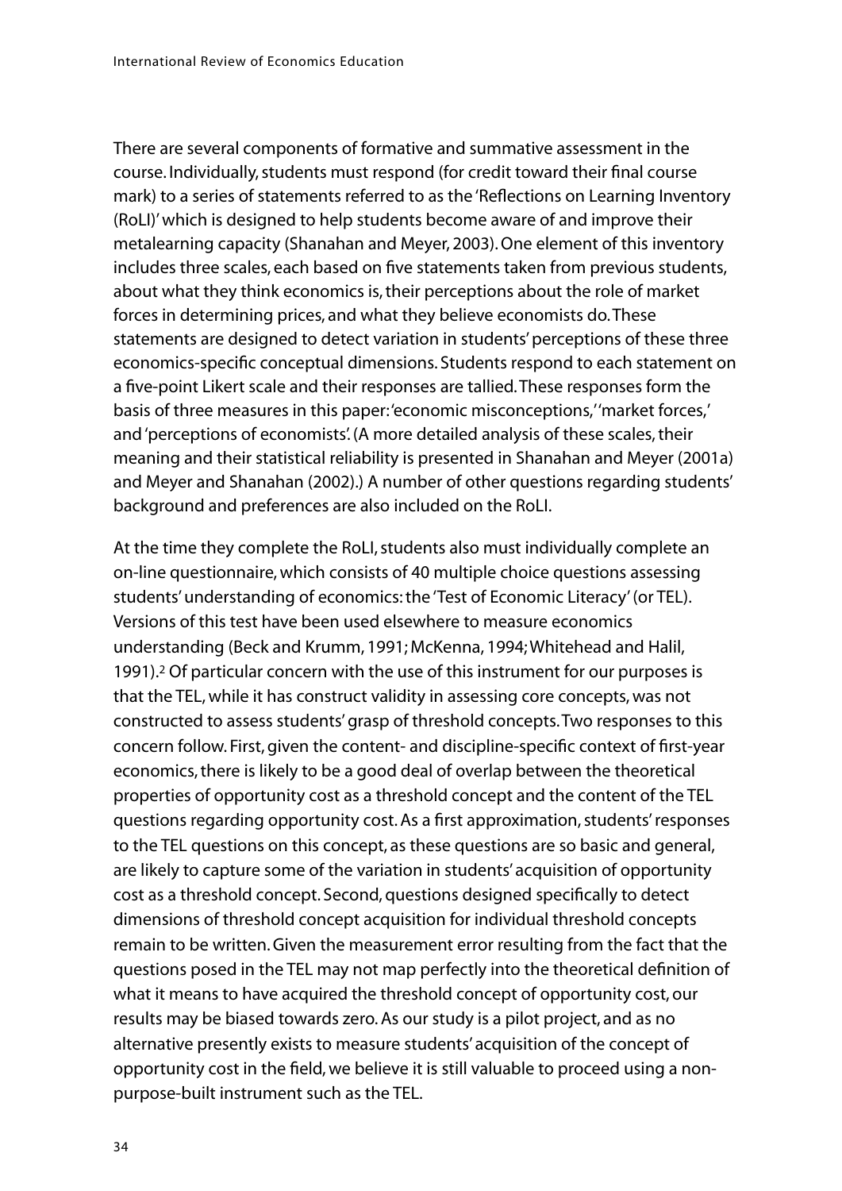There are several components of formative and summative assessment in the course. Individually, students must respond (for credit toward their final course mark) to a series of statements referred to as the 'Reflections on Learning Inventory (RoLI)' which is designed to help students become aware of and improve their metalearning capacity (Shanahan and Meyer, 2003). One element of this inventory includes three scales, each based on five statements taken from previous students, about what they think economics is, their perceptions about the role of market forces in determining prices, and what they believe economists do. These statements are designed to detect variation in students' perceptions of these three economics-specific conceptual dimensions. Students respond to each statement on a five-point Likert scale and their responses are tallied. These responses form the basis of three measures in this paper: 'economic misconceptions,' 'market forces,' and 'perceptions of economists'. (A more detailed analysis of these scales, their meaning and their statistical reliability is presented in Shanahan and Meyer (2001a) and Meyer and Shanahan (2002).) A number of other questions regarding students' background and preferences are also included on the RoLI.

At the time they complete the RoLI, students also must individually complete an on-line questionnaire, which consists of 40 multiple choice questions assessing students' understanding of economics: the 'Test of Economic Literacy' (or TEL). Versions of this test have been used elsewhere to measure economics understanding (Beck and Krumm, 1991; McKenna, 1994; Whitehead and Halil, 1991).[2] Of particular concern with the use of this instrument for our purposes is that the TEL, while it has construct validity in assessing core concepts, was not constructed to assess students' grasp of threshold concepts. Two responses to this concern follow. First, given the content- and discipline-specific context of first-year economics, there is likely to be a good deal of overlap between the theoretical properties of opportunity cost as a threshold concept and the content of the TEL questions regarding opportunity cost. As a first approximation, students' responses to the TEL questions on this concept, as these questions are so basic and general, are likely to capture some of the variation in students' acquisition of opportunity cost as a threshold concept. Second, questions designed specifically to detect dimensions of threshold concept acquisition for individual threshold concepts remain to be written. Given the measurement error resulting from the fact that the questions posed in the TEL may not map perfectly into the theoretical definition of what it means to have acquired the threshold concept of opportunity cost, our results may be biased towards zero. As our study is a pilot project, and as no alternative presently exists to measure students' acquisition of the concept of opportunity cost in the field, we believe it is still valuable to proceed using a non-purpose-built instrument such as the TEL.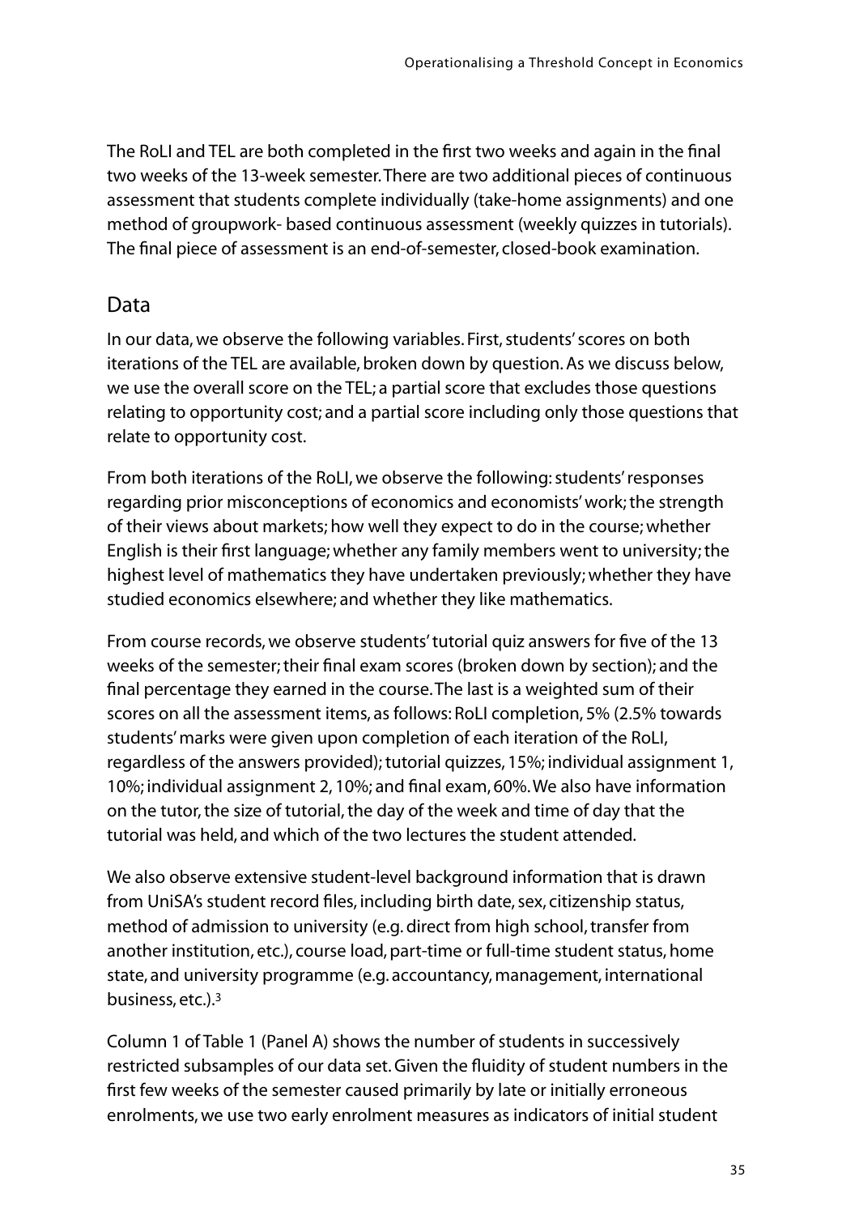The RoLI and TEL are both completed in the first two weeks and again in the final two weeks of the 13-week semester. There are two additional pieces of continuous assessment that students complete individually (take-home assignments) and one method of groupwork- based continuous assessment (weekly quizzes in tutorials). The final piece of assessment is an end-of-semester, closed-book examination.

## Data

In our data, we observe the following variables. First, students' scores on both iterations of the TEL are available, broken down by question. As we discuss below, we use the overall score on the TEL; a partial score that excludes those questions relating to opportunity cost; and a partial score including only those questions that relate to opportunity cost.

From both iterations of the RoLI, we observe the following: students' responses regarding prior misconceptions of economics and economists' work; the strength of their views about markets; how well they expect to do in the course; whether English is their first language; whether any family members went to university; the highest level of mathematics they have undertaken previously; whether they have studied economics elsewhere; and whether they like mathematics.

From course records, we observe students' tutorial quiz answers for five of the 13 weeks of the semester; their final exam scores (broken down by section); and the final percentage they earned in the course. The last is a weighted sum of their scores on all the assessment items, as follows: RoLI completion, 5% (2.5% towards students' marks were given upon completion of each iteration of the RoLI, regardless of the answers provided); tutorial quizzes, 15%; individual assignment 1, 10%; individual assignment 2, 10%; and final exam, 60%. We also have information on the tutor, the size of tutorial, the day of the week and time of day that the tutorial was held, and which of the two lectures the student attended.

We also observe extensive student-level background information that is drawn from UniSA's student record files, including birth date, sex, citizenship status, method of admission to university (e.g. direct from high school, transfer from another institution, etc.), course load, part-time or full-time student status, home state, and university programme (e.g. accountancy, management, international business, etc.).[3]

Column 1 of Table 1 (Panel A) shows the number of students in successively restricted subsamples of our data set. Given the fluidity of student numbers in the first few weeks of the semester caused primarily by late or initially erroneous enrolments, we use two early enrolment measures as indicators of initial student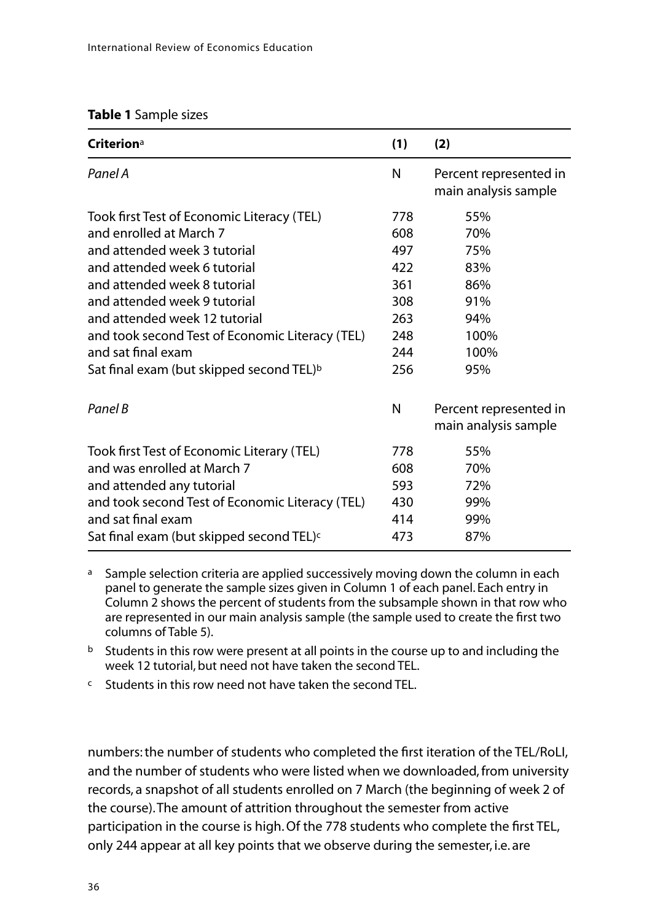**Table 1** Sample sizes

| Criterion[a] | (1) | (2) |
|---|---|---|
| *Panel A* | N | Percent represented in main analysis sample |
| Took first Test of Economic Literacy (TEL) | 778 | 55% |
| and enrolled at March 7 | 608 | 70% |
| and attended week 3 tutorial | 497 | 75% |
| and attended week 6 tutorial | 422 | 83% |
| and attended week 8 tutorial | 361 | 86% |
| and attended week 9 tutorial | 308 | 91% |
| and attended week 12 tutorial | 263 | 94% |
| and took second Test of Economic Literacy (TEL) | 248 | 100% |
| and sat final exam | 244 | 100% |
| Sat final exam (but skipped second TEL)[b] | 256 | 95% |
| *Panel B* | N | Percent represented in main analysis sample |
| Took first Test of Economic Literary (TEL) | 778 | 55% |
| and was enrolled at March 7 | 608 | 70% |
| and attended any tutorial | 593 | 72% |
| and took second Test of Economic Literacy (TEL) | 430 | 99% |
| and sat final exam | 414 | 99% |
| Sat final exam (but skipped second TEL)[c] | 473 | 87% |

[a] Sample selection criteria are applied successively moving down the column in each panel to generate the sample sizes given in Column 1 of each panel. Each entry in Column 2 shows the percent of students from the subsample shown in that row who are represented in our main analysis sample (the sample used to create the first two columns of Table 5).

[b] Students in this row were present at all points in the course up to and including the week 12 tutorial, but need not have taken the second TEL.

[c] Students in this row need not have taken the second TEL.

numbers: the number of students who completed the first iteration of the TEL/RoLI, and the number of students who were listed when we downloaded, from university records, a snapshot of all students enrolled on 7 March (the beginning of week 2 of the course). The amount of attrition throughout the semester from active participation in the course is high. Of the 778 students who complete the first TEL, only 244 appear at all key points that we observe during the semester, i.e. are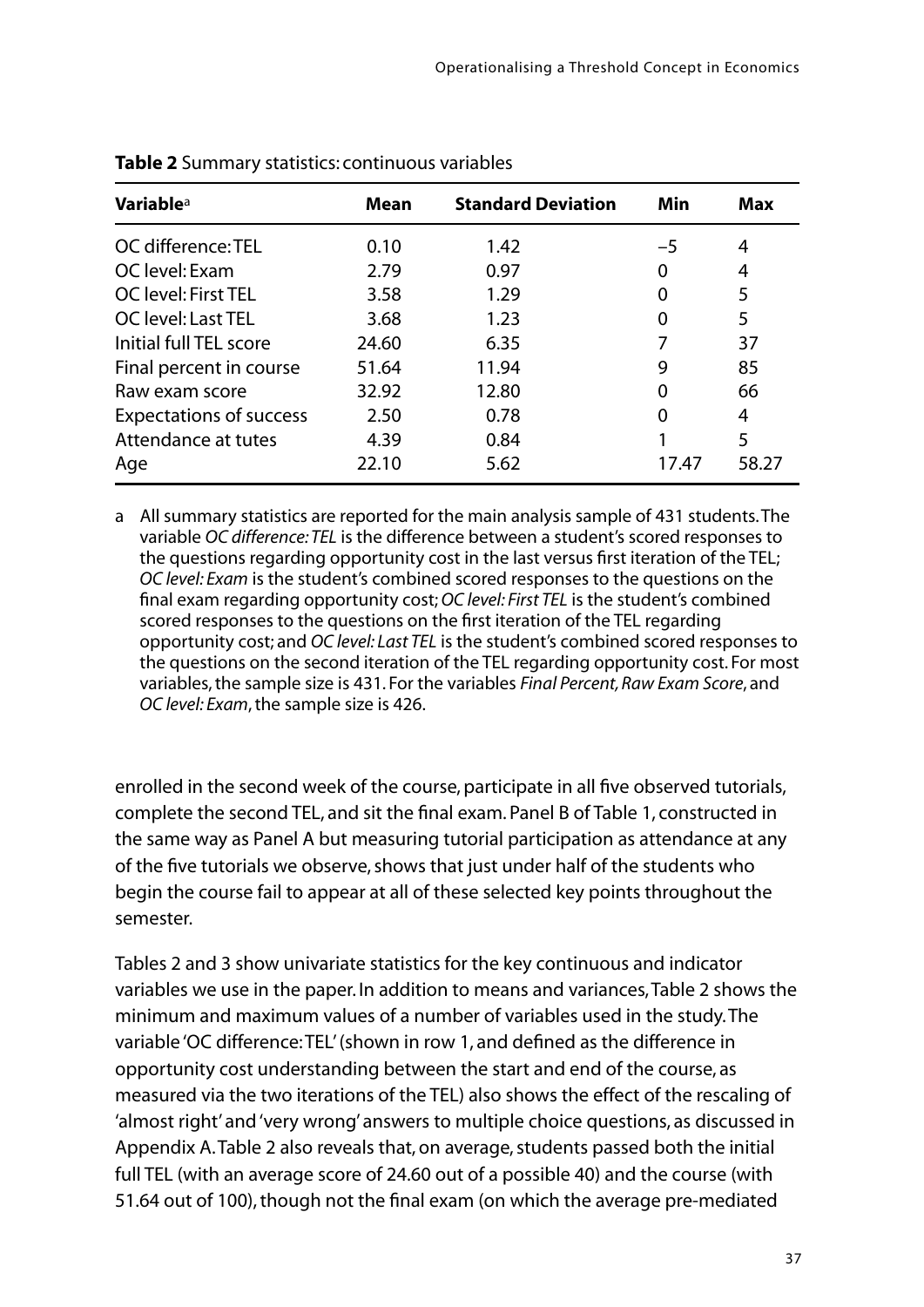**Table 2** Summary statistics: continuous variables

| Variable[a] | Mean | Standard Deviation | Min | Max |
|---|---|---|---|---|
| OC difference: TEL | 0.10 | 1.42 | −5 | 4 |
| OC level: Exam | 2.79 | 0.97 | 0 | 4 |
| OC level: First TEL | 3.58 | 1.29 | 0 | 5 |
| OC level: Last TEL | 3.68 | 1.23 | 0 | 5 |
| Initial full TEL score | 24.60 | 6.35 | 7 | 37 |
| Final percent in course | 51.64 | 11.94 | 9 | 85 |
| Raw exam score | 32.92 | 12.80 | 0 | 66 |
| Expectations of success | 2.50 | 0.78 | 0 | 4 |
| Attendance at tutes | 4.39 | 0.84 | 1 | 5 |
| Age | 22.10 | 5.62 | 17.47 | 58.27 |

a All summary statistics are reported for the main analysis sample of 431 students. The variable *OC difference: TEL* is the difference between a student's scored responses to the questions regarding opportunity cost in the last versus first iteration of the TEL; *OC level: Exam* is the student's combined scored responses to the questions on the final exam regarding opportunity cost; *OC level: First TEL* is the student's combined scored responses to the questions on the first iteration of the TEL regarding opportunity cost; and *OC level: Last TEL* is the student's combined scored responses to the questions on the second iteration of the TEL regarding opportunity cost. For most variables, the sample size is 431. For the variables *Final Percent, Raw Exam Score*, and *OC level: Exam*, the sample size is 426.

enrolled in the second week of the course, participate in all five observed tutorials, complete the second TEL, and sit the final exam. Panel B of Table 1, constructed in the same way as Panel A but measuring tutorial participation as attendance at any of the five tutorials we observe, shows that just under half of the students who begin the course fail to appear at all of these selected key points throughout the semester.

Tables 2 and 3 show univariate statistics for the key continuous and indicator variables we use in the paper. In addition to means and variances, Table 2 shows the minimum and maximum values of a number of variables used in the study. The variable 'OC difference: TEL' (shown in row 1, and defined as the difference in opportunity cost understanding between the start and end of the course, as measured via the two iterations of the TEL) also shows the effect of the rescaling of 'almost right' and 'very wrong' answers to multiple choice questions, as discussed in Appendix A. Table 2 also reveals that, on average, students passed both the initial full TEL (with an average score of 24.60 out of a possible 40) and the course (with 51.64 out of 100), though not the final exam (on which the average pre-mediated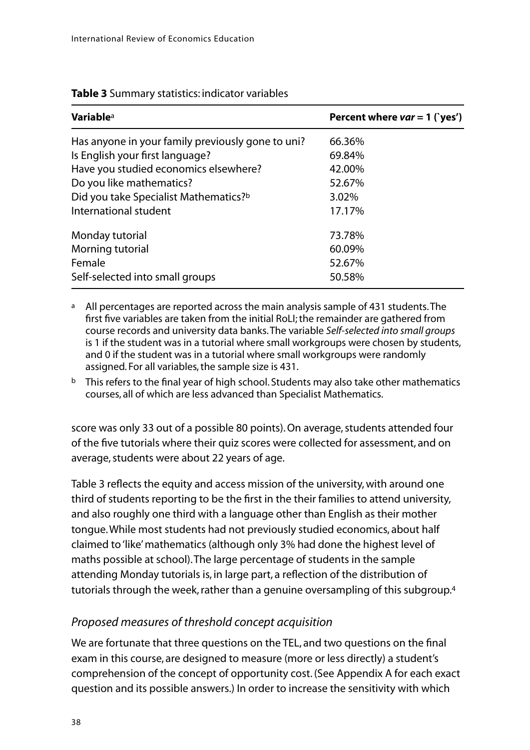**Table 3** Summary statistics: indicator variables

| Variable[a] | Percent where *var* = 1 (`yes') |
|---|---|
| Has anyone in your family previously gone to uni? | 66.36% |
| Is English your first language? | 69.84% |
| Have you studied economics elsewhere? | 42.00% |
| Do you like mathematics? | 52.67% |
| Did you take Specialist Mathematics?[b] | 3.02% |
| International student | 17.17% |
| Monday tutorial | 73.78% |
| Morning tutorial | 60.09% |
| Female | 52.67% |
| Self-selected into small groups | 50.58% |

[a] All percentages are reported across the main analysis sample of 431 students. The first five variables are taken from the initial RoLI; the remainder are gathered from course records and university data banks. The variable *Self-selected into small groups* is 1 if the student was in a tutorial where small workgroups were chosen by students, and 0 if the student was in a tutorial where small workgroups were randomly assigned. For all variables, the sample size is 431.

[b] This refers to the final year of high school. Students may also take other mathematics courses, all of which are less advanced than Specialist Mathematics.

score was only 33 out of a possible 80 points). On average, students attended four of the five tutorials where their quiz scores were collected for assessment, and on average, students were about 22 years of age.

Table 3 reflects the equity and access mission of the university, with around one third of students reporting to be the first in the their families to attend university, and also roughly one third with a language other than English as their mother tongue. While most students had not previously studied economics, about half claimed to 'like' mathematics (although only 3% had done the highest level of maths possible at school). The large percentage of students in the sample attending Monday tutorials is, in large part, a reflection of the distribution of tutorials through the week, rather than a genuine oversampling of this subgroup.[4]

### *Proposed measures of threshold concept acquisition*

We are fortunate that three questions on the TEL, and two questions on the final exam in this course, are designed to measure (more or less directly) a student's comprehension of the concept of opportunity cost. (See Appendix A for each exact question and its possible answers.) In order to increase the sensitivity with which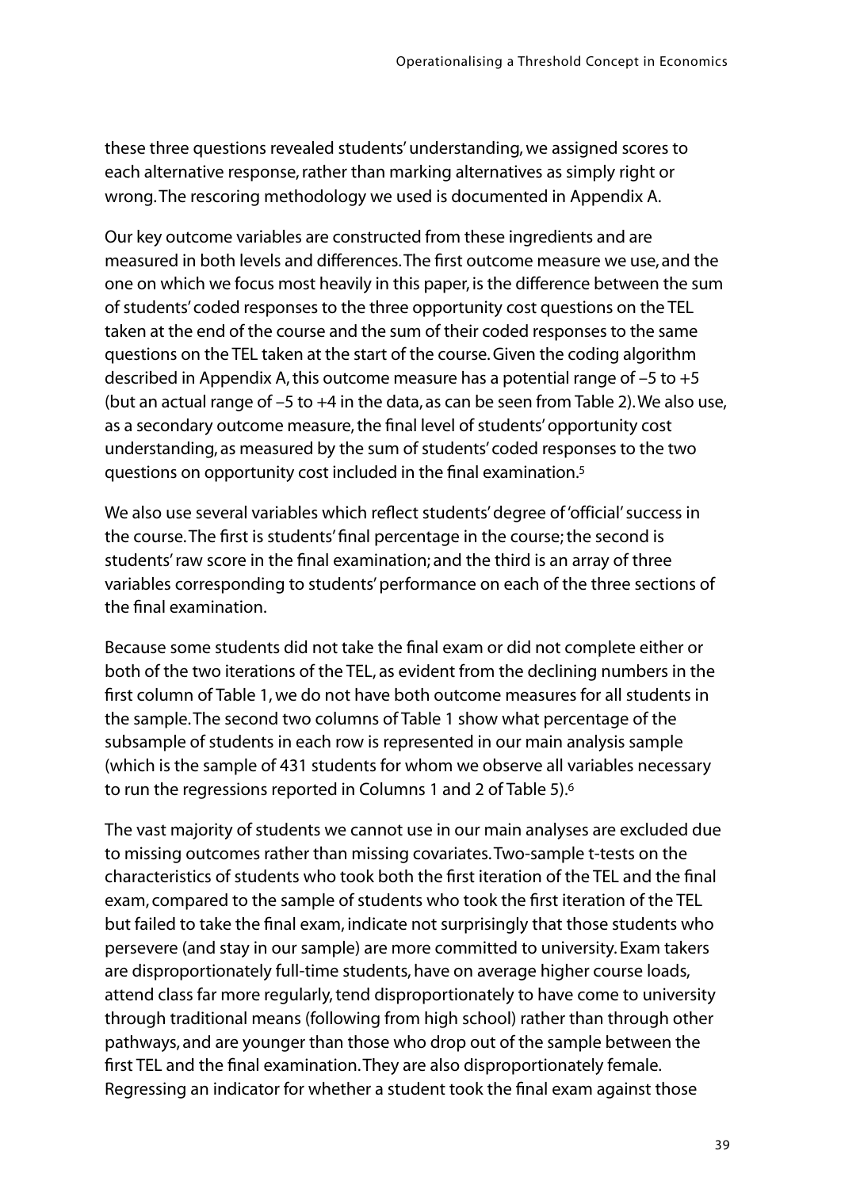these three questions revealed students' understanding, we assigned scores to each alternative response, rather than marking alternatives as simply right or wrong. The rescoring methodology we used is documented in Appendix A.

Our key outcome variables are constructed from these ingredients and are measured in both levels and differences. The first outcome measure we use, and the one on which we focus most heavily in this paper, is the difference between the sum of students' coded responses to the three opportunity cost questions on the TEL taken at the end of the course and the sum of their coded responses to the same questions on the TEL taken at the start of the course. Given the coding algorithm described in Appendix A, this outcome measure has a potential range of –5 to +5 (but an actual range of –5 to +4 in the data, as can be seen from Table 2). We also use, as a secondary outcome measure, the final level of students' opportunity cost understanding, as measured by the sum of students' coded responses to the two questions on opportunity cost included in the final examination.[5]

We also use several variables which reflect students' degree of 'official' success in the course. The first is students' final percentage in the course; the second is students' raw score in the final examination; and the third is an array of three variables corresponding to students' performance on each of the three sections of the final examination.

Because some students did not take the final exam or did not complete either or both of the two iterations of the TEL, as evident from the declining numbers in the first column of Table 1, we do not have both outcome measures for all students in the sample. The second two columns of Table 1 show what percentage of the subsample of students in each row is represented in our main analysis sample (which is the sample of 431 students for whom we observe all variables necessary to run the regressions reported in Columns 1 and 2 of Table 5).[6]

The vast majority of students we cannot use in our main analyses are excluded due to missing outcomes rather than missing covariates. Two-sample t-tests on the characteristics of students who took both the first iteration of the TEL and the final exam, compared to the sample of students who took the first iteration of the TEL but failed to take the final exam, indicate not surprisingly that those students who persevere (and stay in our sample) are more committed to university. Exam takers are disproportionately full-time students, have on average higher course loads, attend class far more regularly, tend disproportionately to have come to university through traditional means (following from high school) rather than through other pathways, and are younger than those who drop out of the sample between the first TEL and the final examination. They are also disproportionately female. Regressing an indicator for whether a student took the final exam against those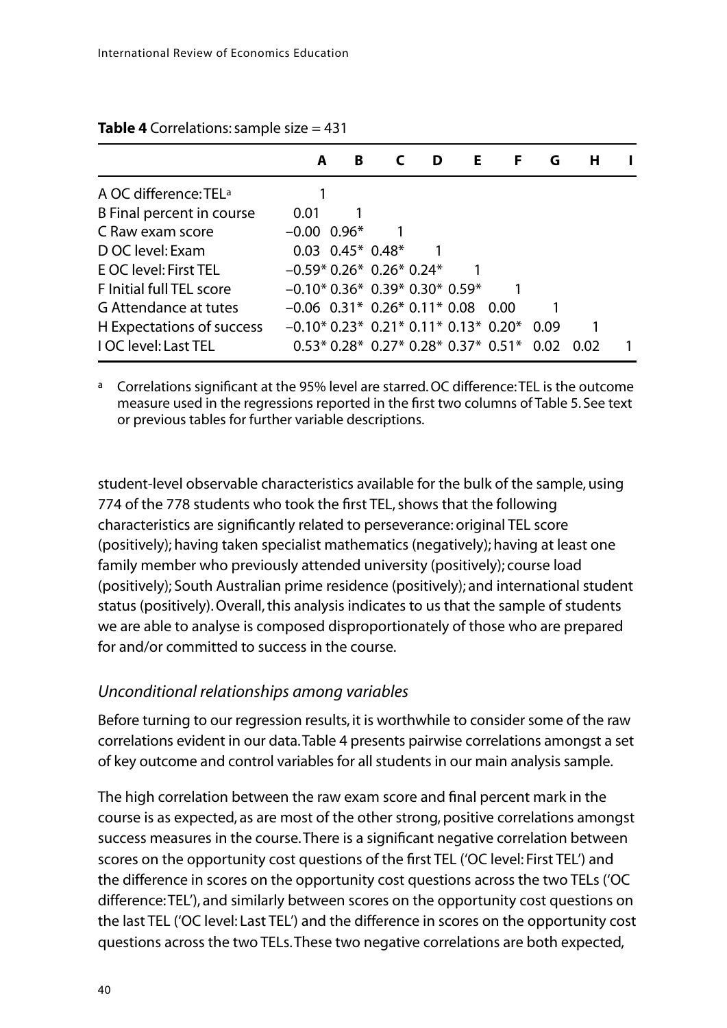**Table 4** Correlations: sample size = 431

| | A | B | C | D | E | F | G | H | I |
|---|---|---|---|---|---|---|---|---|---|
| A OC difference: TEL[a] | 1 | | | | | | | | |
| B Final percent in course | 0.01 | 1 | | | | | | | |
| C Raw exam score | −0.00 | 0.96* | 1 | | | | | | |
| D OC level: Exam | 0.03 | 0.45* | 0.48* | 1 | | | | | |
| E OC level: First TEL | −0.59* | 0.26* | 0.26* | 0.24* | 1 | | | | |
| F Initial full TEL score | −0.10* | 0.36* | 0.39* | 0.30* | 0.59* | 1 | | | |
| G Attendance at tutes | −0.06 | 0.31* | 0.26* | 0.11* | 0.08 | 0.00 | 1 | | |
| H Expectations of success | −0.10* | 0.23* | 0.21* | 0.11* | 0.13* | 0.20* | 0.09 | 1 | |
| I OC level: Last TEL | 0.53* | 0.28* | 0.27* | 0.28* | 0.37* | 0.51* | 0.02 | 0.02 | 1 |

[a] Correlations significant at the 95% level are starred. OC difference: TEL is the outcome measure used in the regressions reported in the first two columns of Table 5. See text or previous tables for further variable descriptions.

student-level observable characteristics available for the bulk of the sample, using 774 of the 778 students who took the first TEL, shows that the following characteristics are significantly related to perseverance: original TEL score (positively); having taken specialist mathematics (negatively); having at least one family member who previously attended university (positively); course load (positively); South Australian prime residence (positively); and international student status (positively). Overall, this analysis indicates to us that the sample of students we are able to analyse is composed disproportionately of those who are prepared for and/or committed to success in the course.

### *Unconditional relationships among variables*

Before turning to our regression results, it is worthwhile to consider some of the raw correlations evident in our data. Table 4 presents pairwise correlations amongst a set of key outcome and control variables for all students in our main analysis sample.

The high correlation between the raw exam score and final percent mark in the course is as expected, as are most of the other strong, positive correlations amongst success measures in the course. There is a significant negative correlation between scores on the opportunity cost questions of the first TEL ('OC level: First TEL') and the difference in scores on the opportunity cost questions across the two TELs ('OC difference: TEL'), and similarly between scores on the opportunity cost questions on the last TEL ('OC level: Last TEL') and the difference in scores on the opportunity cost questions across the two TELs. These two negative correlations are both expected,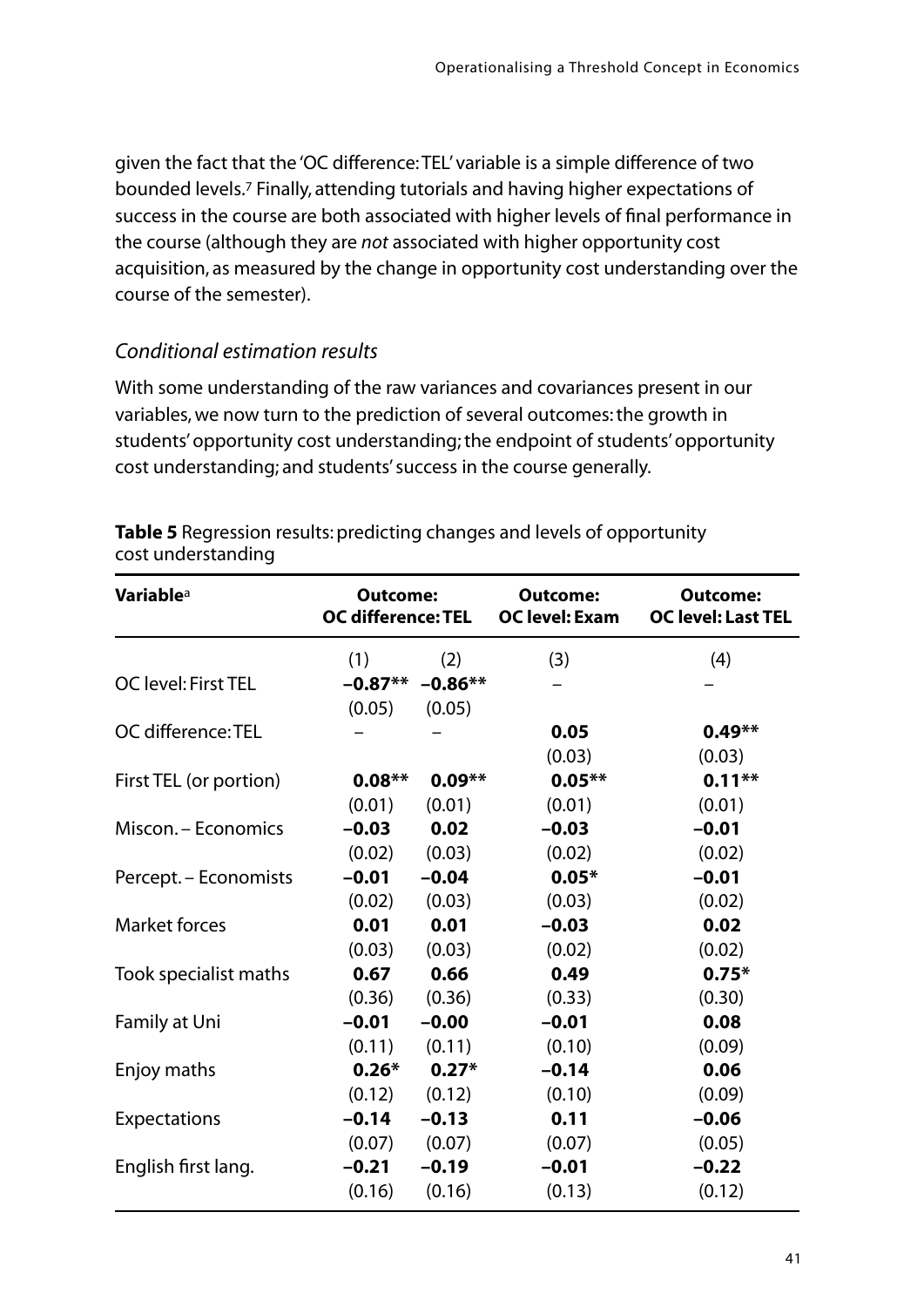given the fact that the 'OC difference: TEL' variable is a simple difference of two bounded levels.[7] Finally, attending tutorials and having higher expectations of success in the course are both associated with higher levels of final performance in the course (although they are *not* associated with higher opportunity cost acquisition, as measured by the change in opportunity cost understanding over the course of the semester).

### *Conditional estimation results*

With some understanding of the raw variances and covariances present in our variables, we now turn to the prediction of several outcomes: the growth in students' opportunity cost understanding; the endpoint of students' opportunity cost understanding; and students' success in the course generally.

**Table 5** Regression results: predicting changes and levels of opportunity cost understanding

| **Variable**[a] | **Outcome: OC difference: TEL** | | **Outcome: OC level: Exam** | **Outcome: OC level: Last TEL** |
|---|---|---|---|---|
| | (1) | (2) | (3) | (4) |
| OC level: First TEL | **−0.87**\*\* | **−0.86**\*\* | – | – |
| | (0.05) | (0.05) | | |
| OC difference: TEL | – | – | **0.05** | **0.49**\*\* |
| | | | (0.03) | (0.03) |
| First TEL (or portion) | **0.08**\*\* | **0.09**\*\* | **0.05**\*\* | **0.11**\*\* |
| | (0.01) | (0.01) | (0.01) | (0.01) |
| Miscon. – Economics | **−0.03** | **0.02** | **−0.03** | **−0.01** |
| | (0.02) | (0.03) | (0.02) | (0.02) |
| Percept. – Economists | **−0.01** | **−0.04** | **0.05**\* | **−0.01** |
| | (0.02) | (0.03) | (0.03) | (0.02) |
| Market forces | **0.01** | **0.01** | **−0.03** | **0.02** |
| | (0.03) | (0.03) | (0.02) | (0.02) |
| Took specialist maths | **0.67** | **0.66** | **0.49** | **0.75**\* |
| | (0.36) | (0.36) | (0.33) | (0.30) |
| Family at Uni | **−0.01** | **−0.00** | **−0.01** | **0.08** |
| | (0.11) | (0.11) | (0.10) | (0.09) |
| Enjoy maths | **0.26**\* | **0.27**\* | **−0.14** | **0.06** |
| | (0.12) | (0.12) | (0.10) | (0.09) |
| Expectations | **−0.14** | **−0.13** | **0.11** | **−0.06** |
| | (0.07) | (0.07) | (0.07) | (0.05) |
| English first lang. | **−0.21** | **−0.19** | **−0.01** | **−0.22** |
| | (0.16) | (0.16) | (0.13) | (0.12) |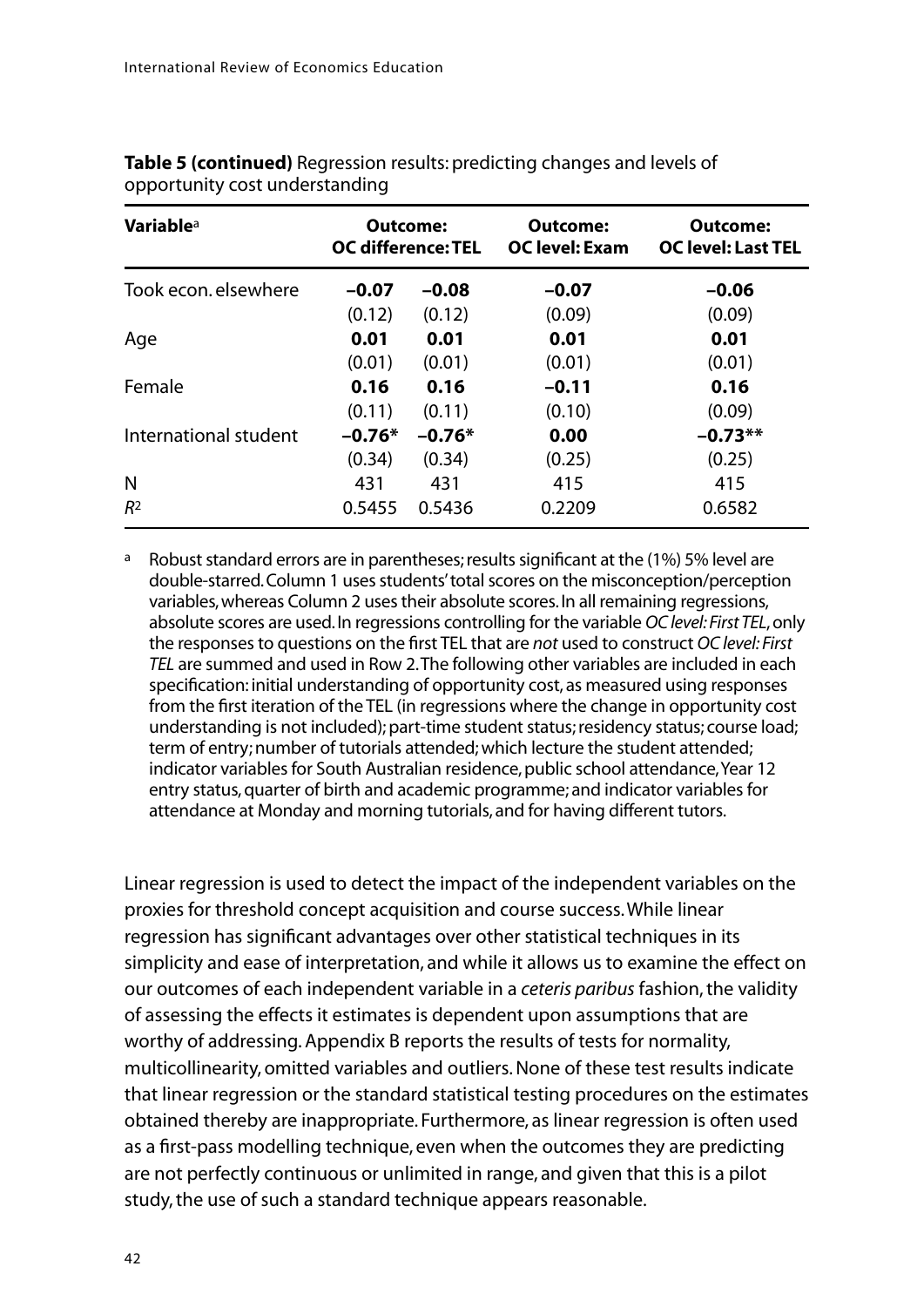**Table 5 (continued)** Regression results: predicting changes and levels of opportunity cost understanding

| Variable[a] | Outcome: OC difference: TEL | | Outcome: OC level: Exam | Outcome: OC level: Last TEL |
|---|---|---|---|---|
| Took econ. elsewhere | **−0.07** | **−0.08** | **−0.07** | **−0.06** |
| | (0.12) | (0.12) | (0.09) | (0.09) |
| Age | **0.01** | **0.01** | **0.01** | **0.01** |
| | (0.01) | (0.01) | (0.01) | (0.01) |
| Female | **0.16** | **0.16** | **−0.11** | **0.16** |
| | (0.11) | (0.11) | (0.10) | (0.09) |
| International student | **−0.76*** | **−0.76*** | **0.00** | **−0.73**** |
| | (0.34) | (0.34) | (0.25) | (0.25) |
| N | 431 | 431 | 415 | 415 |
| $R^2$ | 0.5455 | 0.5436 | 0.2209 | 0.6582 |

[a] Robust standard errors are in parentheses; results significant at the (1%) 5% level are double-starred. Column 1 uses students' total scores on the misconception/perception variables, whereas Column 2 uses their absolute scores. In all remaining regressions, absolute scores are used. In regressions controlling for the variable *OC level: First TEL*, only the responses to questions on the first TEL that are *not* used to construct *OC level: First TEL* are summed and used in Row 2. The following other variables are included in each specification: initial understanding of opportunity cost, as measured using responses from the first iteration of the TEL (in regressions where the change in opportunity cost understanding is not included); part-time student status; residency status; course load; term of entry; number of tutorials attended; which lecture the student attended; indicator variables for South Australian residence, public school attendance, Year 12 entry status, quarter of birth and academic programme; and indicator variables for attendance at Monday and morning tutorials, and for having different tutors.

Linear regression is used to detect the impact of the independent variables on the proxies for threshold concept acquisition and course success. While linear regression has significant advantages over other statistical techniques in its simplicity and ease of interpretation, and while it allows us to examine the effect on our outcomes of each independent variable in a *ceteris paribus* fashion, the validity of assessing the effects it estimates is dependent upon assumptions that are worthy of addressing. Appendix B reports the results of tests for normality, multicollinearity, omitted variables and outliers. None of these test results indicate that linear regression or the standard statistical testing procedures on the estimates obtained thereby are inappropriate. Furthermore, as linear regression is often used as a first-pass modelling technique, even when the outcomes they are predicting are not perfectly continuous or unlimited in range, and given that this is a pilot study, the use of such a standard technique appears reasonable.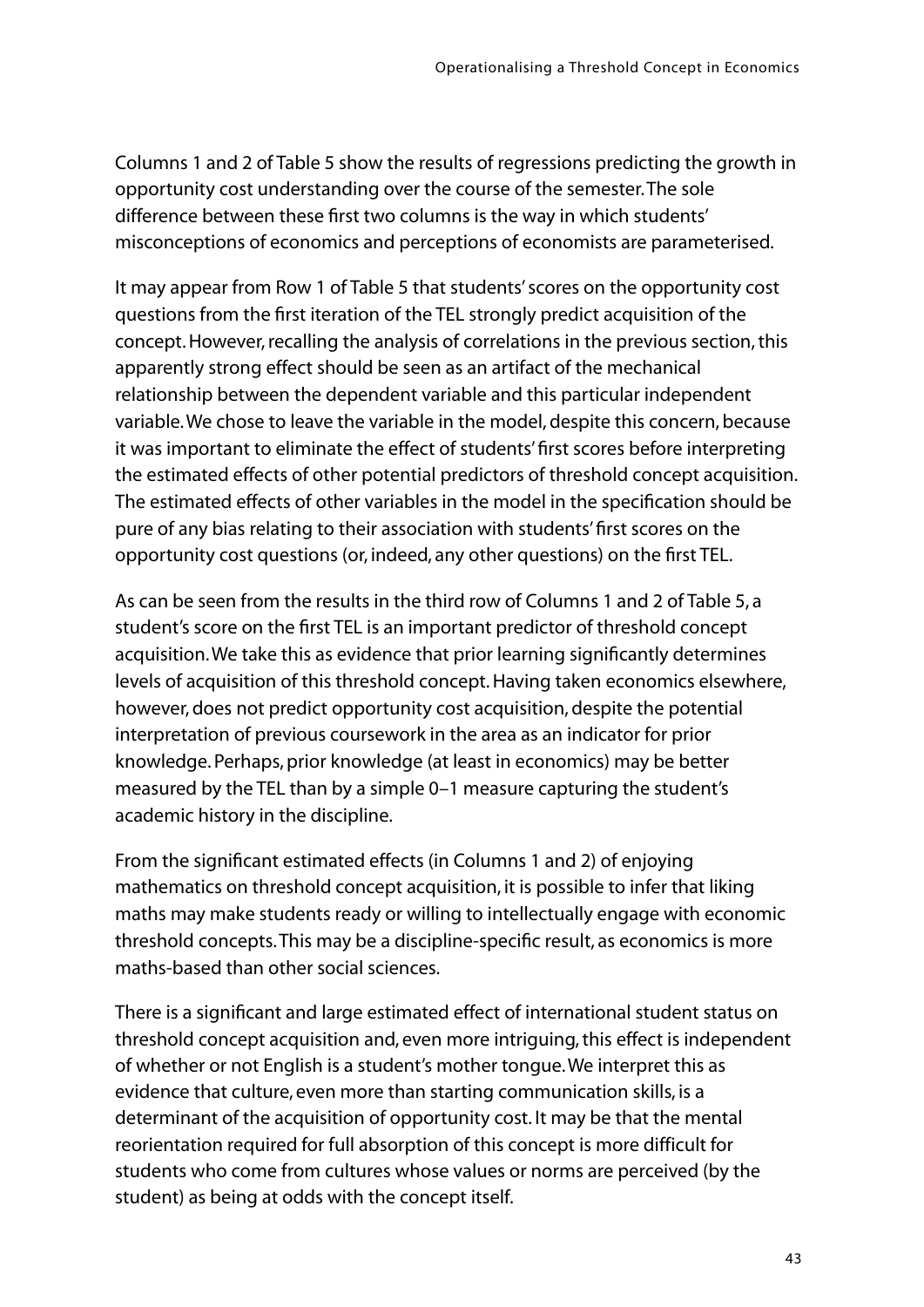Columns 1 and 2 of Table 5 show the results of regressions predicting the growth in opportunity cost understanding over the course of the semester. The sole difference between these first two columns is the way in which students' misconceptions of economics and perceptions of economists are parameterised.

It may appear from Row 1 of Table 5 that students' scores on the opportunity cost questions from the first iteration of the TEL strongly predict acquisition of the concept. However, recalling the analysis of correlations in the previous section, this apparently strong effect should be seen as an artifact of the mechanical relationship between the dependent variable and this particular independent variable. We chose to leave the variable in the model, despite this concern, because it was important to eliminate the effect of students' first scores before interpreting the estimated effects of other potential predictors of threshold concept acquisition. The estimated effects of other variables in the model in the specification should be pure of any bias relating to their association with students' first scores on the opportunity cost questions (or, indeed, any other questions) on the first TEL.

As can be seen from the results in the third row of Columns 1 and 2 of Table 5, a student's score on the first TEL is an important predictor of threshold concept acquisition. We take this as evidence that prior learning significantly determines levels of acquisition of this threshold concept. Having taken economics elsewhere, however, does not predict opportunity cost acquisition, despite the potential interpretation of previous coursework in the area as an indicator for prior knowledge. Perhaps, prior knowledge (at least in economics) may be better measured by the TEL than by a simple 0–1 measure capturing the student's academic history in the discipline.

From the significant estimated effects (in Columns 1 and 2) of enjoying mathematics on threshold concept acquisition, it is possible to infer that liking maths may make students ready or willing to intellectually engage with economic threshold concepts. This may be a discipline-specific result, as economics is more maths-based than other social sciences.

There is a significant and large estimated effect of international student status on threshold concept acquisition and, even more intriguing, this effect is independent of whether or not English is a student's mother tongue. We interpret this as evidence that culture, even more than starting communication skills, is a determinant of the acquisition of opportunity cost. It may be that the mental reorientation required for full absorption of this concept is more difficult for students who come from cultures whose values or norms are perceived (by the student) as being at odds with the concept itself.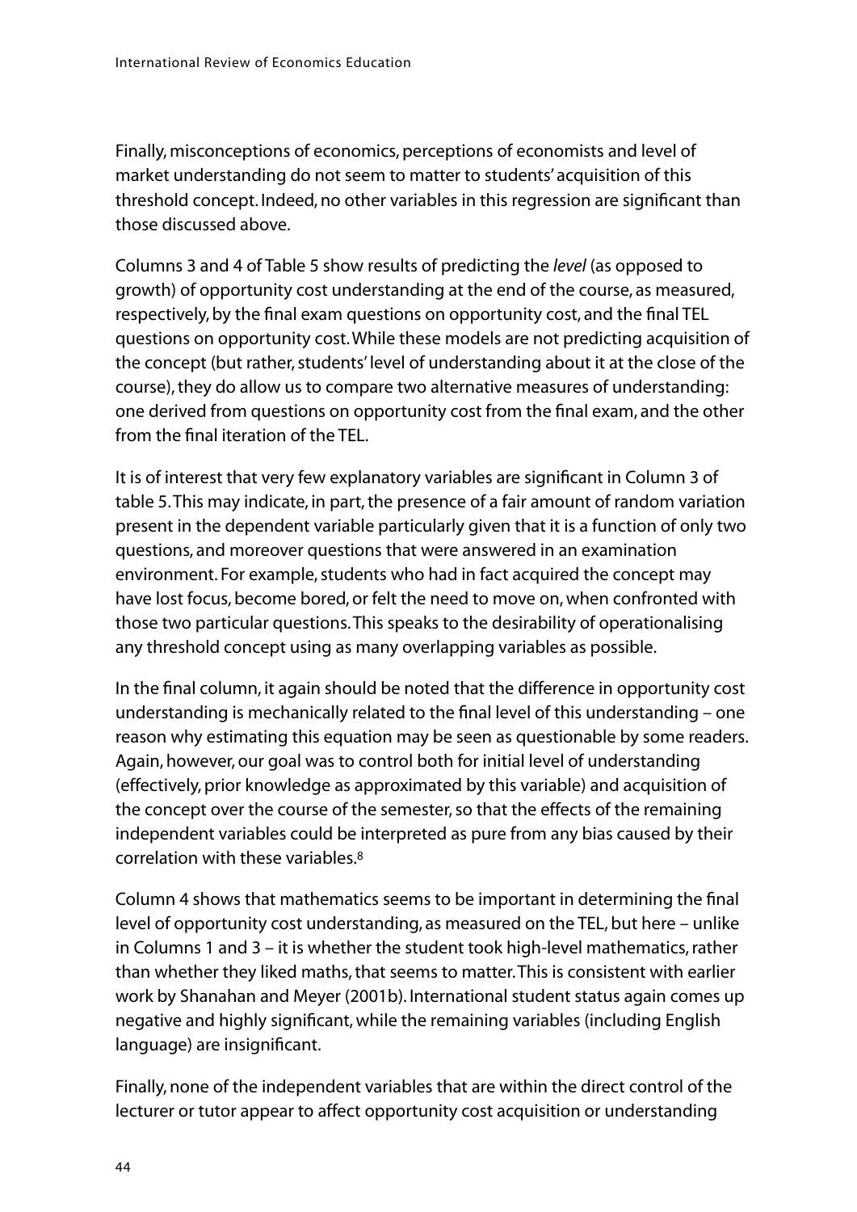Finally, misconceptions of economics, perceptions of economists and level of market understanding do not seem to matter to students' acquisition of this threshold concept. Indeed, no other variables in this regression are significant than those discussed above.

Columns 3 and 4 of Table 5 show results of predicting the *level* (as opposed to growth) of opportunity cost understanding at the end of the course, as measured, respectively, by the final exam questions on opportunity cost, and the final TEL questions on opportunity cost. While these models are not predicting acquisition of the concept (but rather, students' level of understanding about it at the close of the course), they do allow us to compare two alternative measures of understanding: one derived from questions on opportunity cost from the final exam, and the other from the final iteration of the TEL.

It is of interest that very few explanatory variables are significant in Column 3 of table 5. This may indicate, in part, the presence of a fair amount of random variation present in the dependent variable particularly given that it is a function of only two questions, and moreover questions that were answered in an examination environment. For example, students who had in fact acquired the concept may have lost focus, become bored, or felt the need to move on, when confronted with those two particular questions. This speaks to the desirability of operationalising any threshold concept using as many overlapping variables as possible.

In the final column, it again should be noted that the difference in opportunity cost understanding is mechanically related to the final level of this understanding – one reason why estimating this equation may be seen as questionable by some readers. Again, however, our goal was to control both for initial level of understanding (effectively, prior knowledge as approximated by this variable) and acquisition of the concept over the course of the semester, so that the effects of the remaining independent variables could be interpreted as pure from any bias caused by their correlation with these variables.[8]

Column 4 shows that mathematics seems to be important in determining the final level of opportunity cost understanding, as measured on the TEL, but here – unlike in Columns 1 and 3 – it is whether the student took high-level mathematics, rather than whether they liked maths, that seems to matter. This is consistent with earlier work by Shanahan and Meyer (2001b). International student status again comes up negative and highly significant, while the remaining variables (including English language) are insignificant.

Finally, none of the independent variables that are within the direct control of the lecturer or tutor appear to affect opportunity cost acquisition or understanding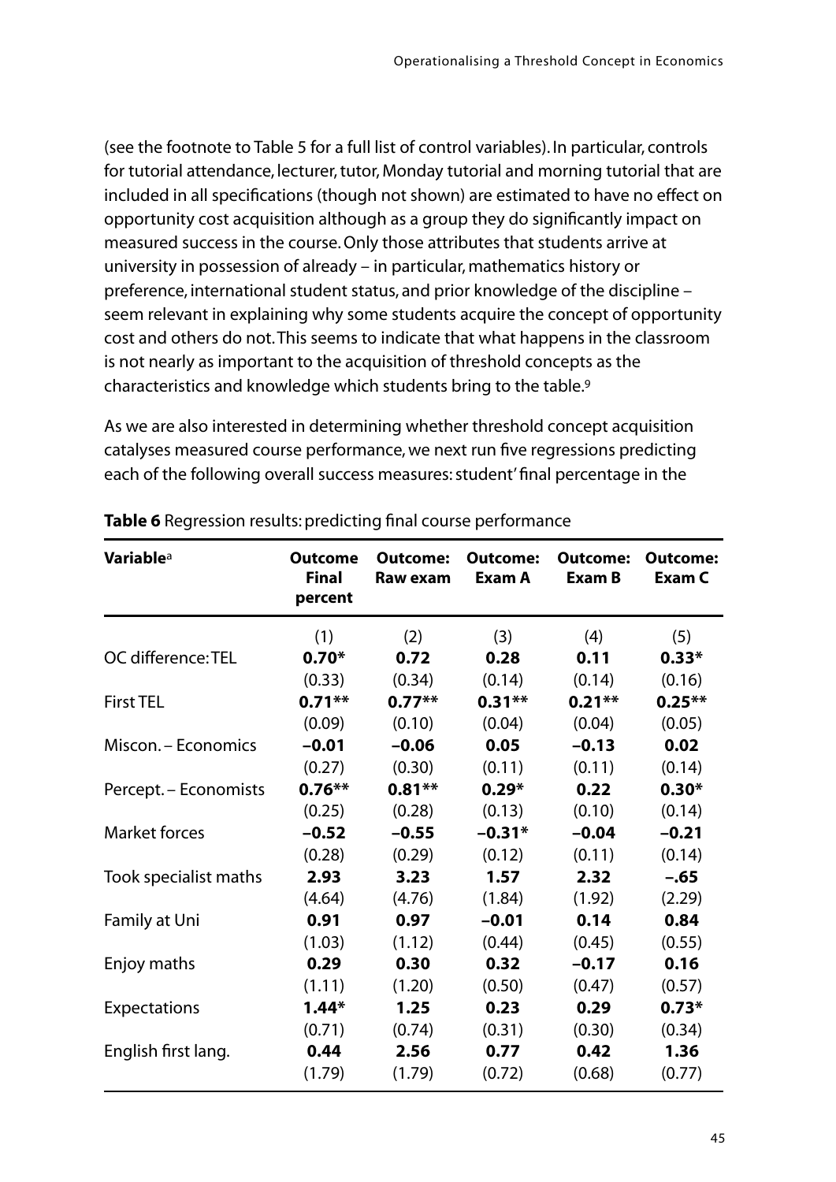(see the footnote to Table 5 for a full list of control variables). In particular, controls for tutorial attendance, lecturer, tutor, Monday tutorial and morning tutorial that are included in all specifications (though not shown) are estimated to have no effect on opportunity cost acquisition although as a group they do significantly impact on measured success in the course. Only those attributes that students arrive at university in possession of already – in particular, mathematics history or preference, international student status, and prior knowledge of the discipline – seem relevant in explaining why some students acquire the concept of opportunity cost and others do not. This seems to indicate that what happens in the classroom is not nearly as important to the acquisition of threshold concepts as the characteristics and knowledge which students bring to the table.[9]

As we are also interested in determining whether threshold concept acquisition catalyses measured course performance, we next run five regressions predicting each of the following overall success measures: student' final percentage in the

**Table 6** Regression results: predicting final course performance

| **Variable**[a] | **Outcome Final percent** | **Outcome: Raw exam** | **Outcome: Exam A** | **Outcome: Exam B** | **Outcome: Exam C** |
|---|---|---|---|---|---|
| | (1) | (2) | (3) | (4) | (5) |
| OC difference: TEL | **0.70*** | **0.72** | **0.28** | **0.11** | **0.33*** |
| | (0.33) | (0.34) | (0.14) | (0.14) | (0.16) |
| First TEL | **0.71**** | **0.77**** | **0.31**** | **0.21**** | **0.25**** |
| | (0.09) | (0.10) | (0.04) | (0.04) | (0.05) |
| Miscon. – Economics | **−0.01** | **−0.06** | **0.05** | **−0.13** | **0.02** |
| | (0.27) | (0.30) | (0.11) | (0.11) | (0.14) |
| Percept. – Economists | **0.76**** | **0.81**** | **0.29*** | **0.22** | **0.30*** |
| | (0.25) | (0.28) | (0.13) | (0.10) | (0.14) |
| Market forces | **−0.52** | **−0.55** | **−0.31*** | **−0.04** | **−0.21** |
| | (0.28) | (0.29) | (0.12) | (0.11) | (0.14) |
| Took specialist maths | **2.93** | **3.23** | **1.57** | **2.32** | **−.65** |
| | (4.64) | (4.76) | (1.84) | (1.92) | (2.29) |
| Family at Uni | **0.91** | **0.97** | **−0.01** | **0.14** | **0.84** |
| | (1.03) | (1.12) | (0.44) | (0.45) | (0.55) |
| Enjoy maths | **0.29** | **0.30** | **0.32** | **−0.17** | **0.16** |
| | (1.11) | (1.20) | (0.50) | (0.47) | (0.57) |
| Expectations | **1.44*** | **1.25** | **0.23** | **0.29** | **0.73*** |
| | (0.71) | (0.74) | (0.31) | (0.30) | (0.34) |
| English first lang. | **0.44** | **2.56** | **0.77** | **0.42** | **1.36** |
| | (1.79) | (1.79) | (0.72) | (0.68) | (0.77) |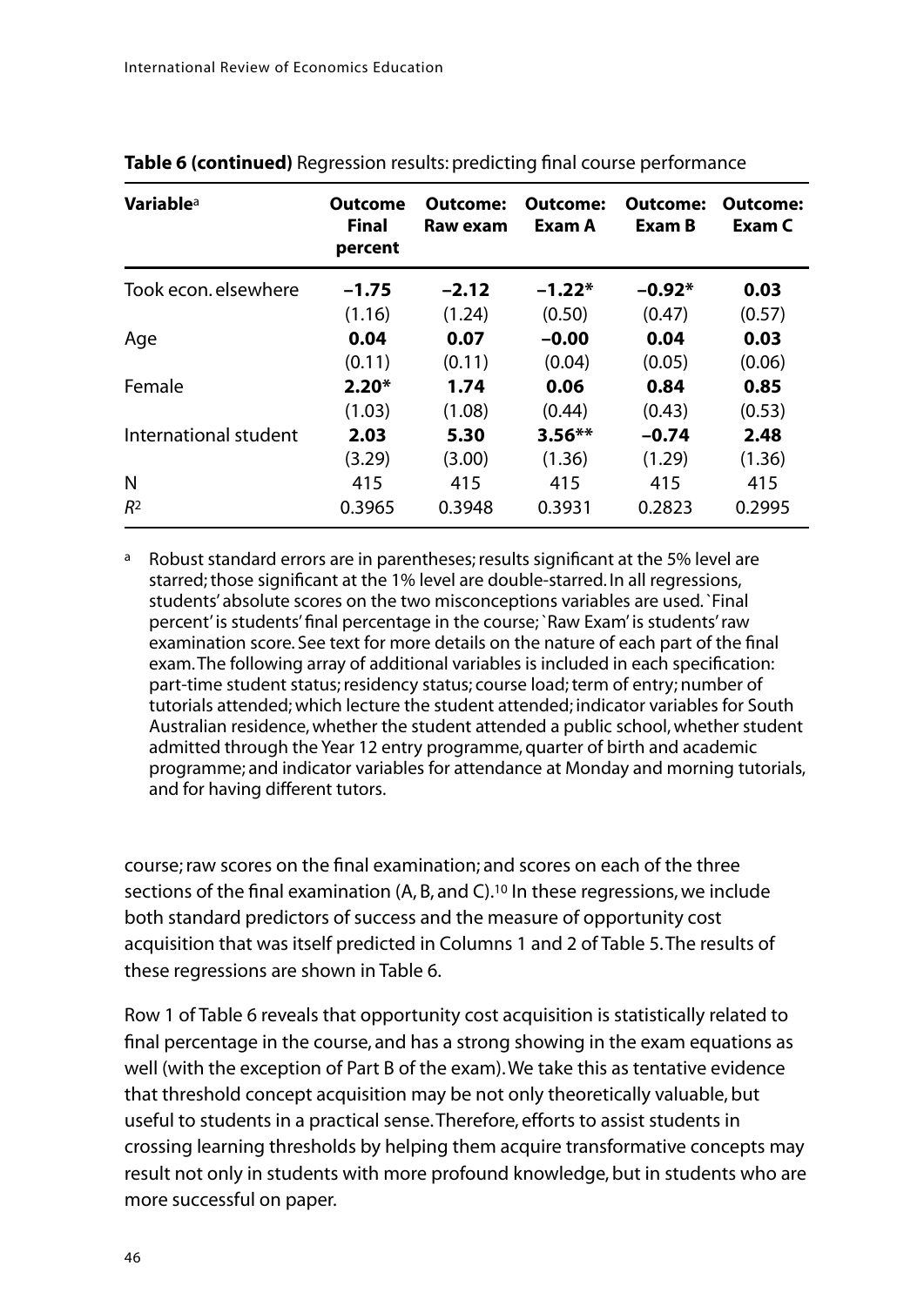**Table 6 (continued)** Regression results: predicting final course performance

| Variable[a] | Outcome Final percent | Outcome: Raw exam | Outcome: Exam A | Outcome: Exam B | Outcome: Exam C |
|---|---|---|---|---|---|
| Took econ. elsewhere | **–1.75** | **–2.12** | **–1.22*** | **–0.92*** | **0.03** |
| | (1.16) | (1.24) | (0.50) | (0.47) | (0.57) |
| Age | **0.04** | **0.07** | **–0.00** | **0.04** | **0.03** |
| | (0.11) | (0.11) | (0.04) | (0.05) | (0.06) |
| Female | **2.20*** | **1.74** | **0.06** | **0.84** | **0.85** |
| | (1.03) | (1.08) | (0.44) | (0.43) | (0.53) |
| International student | **2.03** | **5.30** | **3.56**** | **–0.74** | **2.48** |
| | (3.29) | (3.00) | (1.36) | (1.29) | (1.36) |
| N | 415 | 415 | 415 | 415 | 415 |
| $R^2$ | 0.3965 | 0.3948 | 0.3931 | 0.2823 | 0.2995 |

[a] Robust standard errors are in parentheses; results significant at the 5% level are starred; those significant at the 1% level are double-starred. In all regressions, students' absolute scores on the two misconceptions variables are used. 'Final percent' is students' final percentage in the course; 'Raw Exam' is students' raw examination score. See text for more details on the nature of each part of the final exam. The following array of additional variables is included in each specification: part-time student status; residency status; course load; term of entry; number of tutorials attended; which lecture the student attended; indicator variables for South Australian residence, whether the student attended a public school, whether student admitted through the Year 12 entry programme, quarter of birth and academic programme; and indicator variables for attendance at Monday and morning tutorials, and for having different tutors.

course; raw scores on the final examination; and scores on each of the three sections of the final examination (A, B, and C).[10] In these regressions, we include both standard predictors of success and the measure of opportunity cost acquisition that was itself predicted in Columns 1 and 2 of Table 5. The results of these regressions are shown in Table 6.

Row 1 of Table 6 reveals that opportunity cost acquisition is statistically related to final percentage in the course, and has a strong showing in the exam equations as well (with the exception of Part B of the exam). We take this as tentative evidence that threshold concept acquisition may be not only theoretically valuable, but useful to students in a practical sense. Therefore, efforts to assist students in crossing learning thresholds by helping them acquire transformative concepts may result not only in students with more profound knowledge, but in students who are more successful on paper.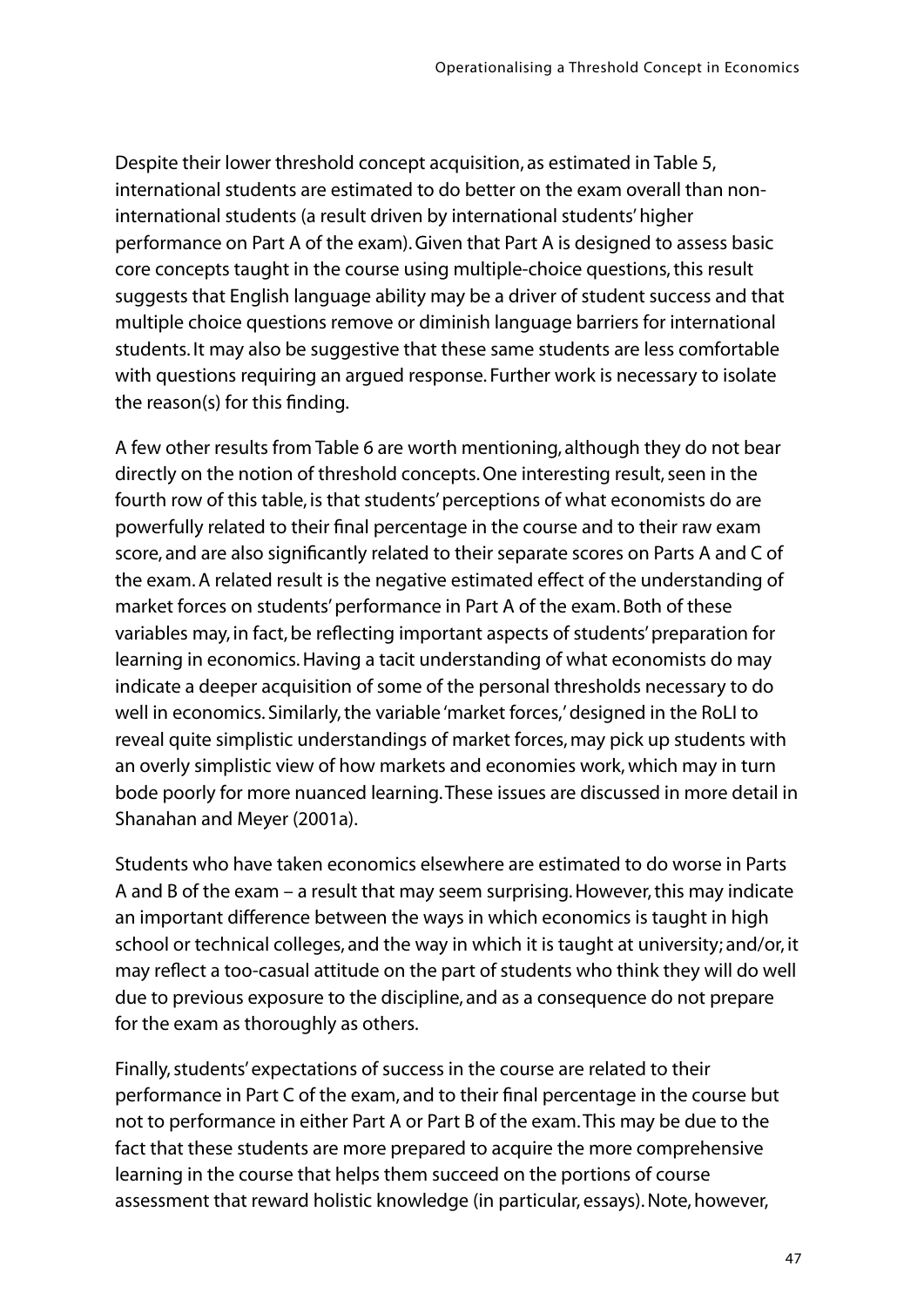Despite their lower threshold concept acquisition, as estimated in Table 5, international students are estimated to do better on the exam overall than non-international students (a result driven by international students' higher performance on Part A of the exam). Given that Part A is designed to assess basic core concepts taught in the course using multiple-choice questions, this result suggests that English language ability may be a driver of student success and that multiple choice questions remove or diminish language barriers for international students. It may also be suggestive that these same students are less comfortable with questions requiring an argued response. Further work is necessary to isolate the reason(s) for this finding.

A few other results from Table 6 are worth mentioning, although they do not bear directly on the notion of threshold concepts. One interesting result, seen in the fourth row of this table, is that students' perceptions of what economists do are powerfully related to their final percentage in the course and to their raw exam score, and are also significantly related to their separate scores on Parts A and C of the exam. A related result is the negative estimated effect of the understanding of market forces on students' performance in Part A of the exam. Both of these variables may, in fact, be reflecting important aspects of students' preparation for learning in economics. Having a tacit understanding of what economists do may indicate a deeper acquisition of some of the personal thresholds necessary to do well in economics. Similarly, the variable 'market forces,' designed in the RoLI to reveal quite simplistic understandings of market forces, may pick up students with an overly simplistic view of how markets and economies work, which may in turn bode poorly for more nuanced learning. These issues are discussed in more detail in Shanahan and Meyer (2001a).

Students who have taken economics elsewhere are estimated to do worse in Parts A and B of the exam – a result that may seem surprising. However, this may indicate an important difference between the ways in which economics is taught in high school or technical colleges, and the way in which it is taught at university; and/or, it may reflect a too-casual attitude on the part of students who think they will do well due to previous exposure to the discipline, and as a consequence do not prepare for the exam as thoroughly as others.

Finally, students' expectations of success in the course are related to their performance in Part C of the exam, and to their final percentage in the course but not to performance in either Part A or Part B of the exam. This may be due to the fact that these students are more prepared to acquire the more comprehensive learning in the course that helps them succeed on the portions of course assessment that reward holistic knowledge (in particular, essays). Note, however,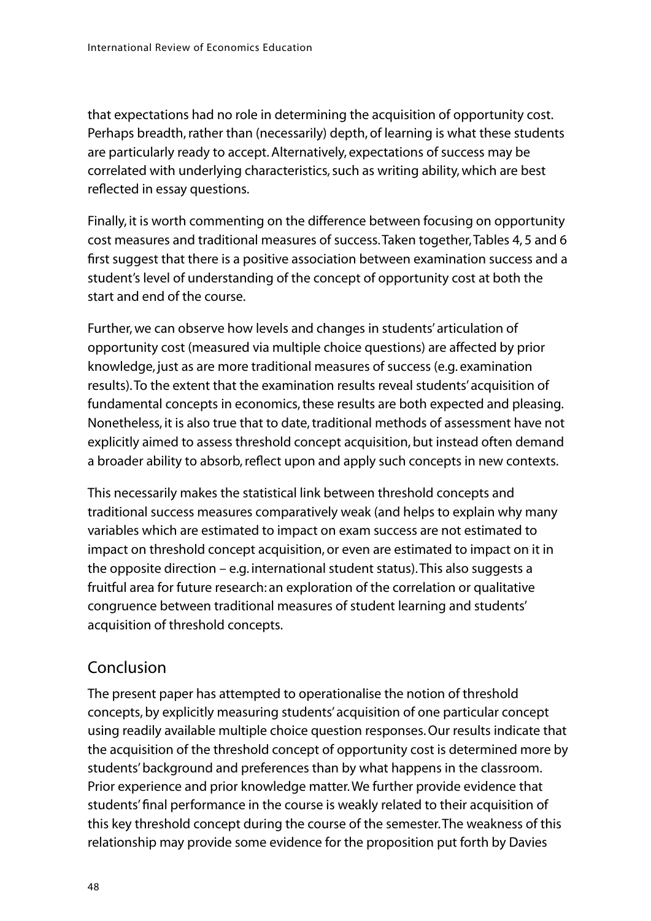that expectations had no role in determining the acquisition of opportunity cost. Perhaps breadth, rather than (necessarily) depth, of learning is what these students are particularly ready to accept. Alternatively, expectations of success may be correlated with underlying characteristics, such as writing ability, which are best reflected in essay questions.

Finally, it is worth commenting on the difference between focusing on opportunity cost measures and traditional measures of success. Taken together, Tables 4, 5 and 6 first suggest that there is a positive association between examination success and a student's level of understanding of the concept of opportunity cost at both the start and end of the course.

Further, we can observe how levels and changes in students' articulation of opportunity cost (measured via multiple choice questions) are affected by prior knowledge, just as are more traditional measures of success (e.g. examination results). To the extent that the examination results reveal students' acquisition of fundamental concepts in economics, these results are both expected and pleasing. Nonetheless, it is also true that to date, traditional methods of assessment have not explicitly aimed to assess threshold concept acquisition, but instead often demand a broader ability to absorb, reflect upon and apply such concepts in new contexts.

This necessarily makes the statistical link between threshold concepts and traditional success measures comparatively weak (and helps to explain why many variables which are estimated to impact on exam success are not estimated to impact on threshold concept acquisition, or even are estimated to impact on it in the opposite direction – e.g. international student status). This also suggests a fruitful area for future research: an exploration of the correlation or qualitative congruence between traditional measures of student learning and students' acquisition of threshold concepts.

## Conclusion

The present paper has attempted to operationalise the notion of threshold concepts, by explicitly measuring students' acquisition of one particular concept using readily available multiple choice question responses. Our results indicate that the acquisition of the threshold concept of opportunity cost is determined more by students' background and preferences than by what happens in the classroom. Prior experience and prior knowledge matter. We further provide evidence that students' final performance in the course is weakly related to their acquisition of this key threshold concept during the course of the semester. The weakness of this relationship may provide some evidence for the proposition put forth by Davies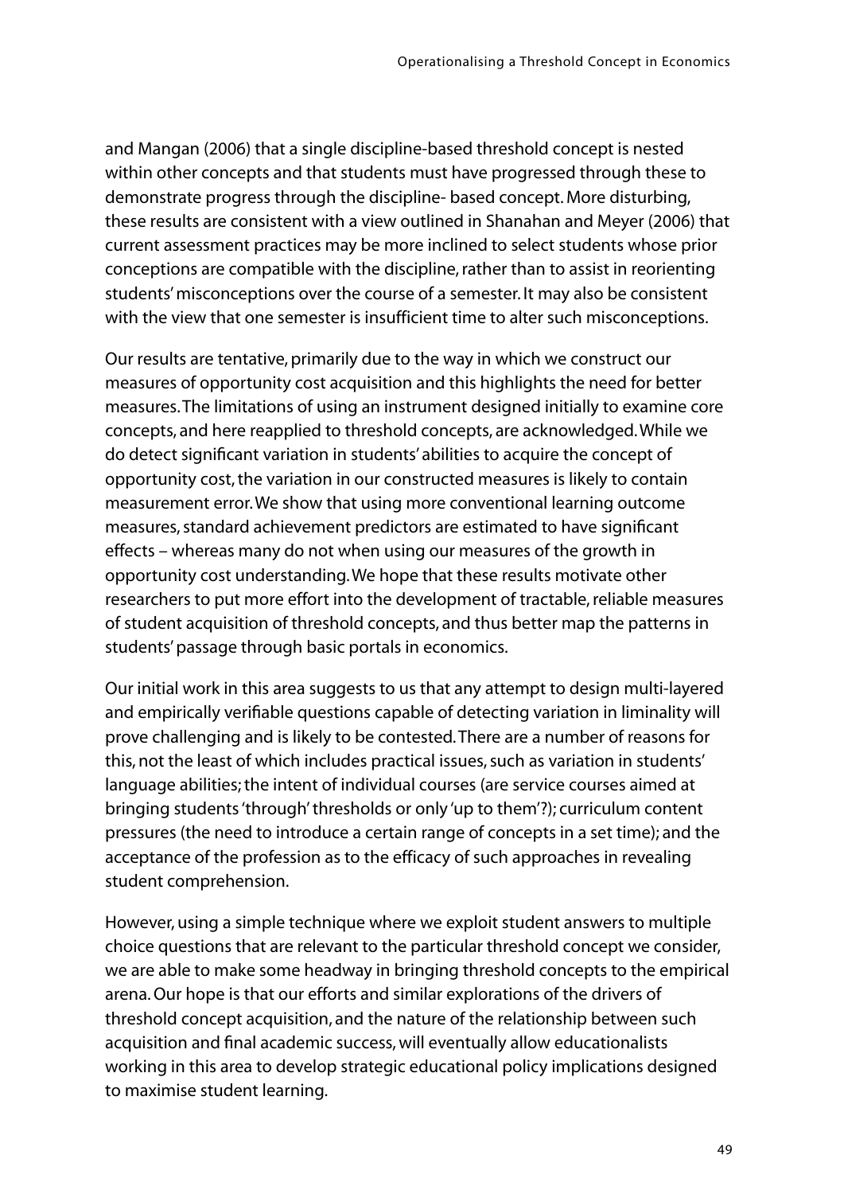and Mangan (2006) that a single discipline-based threshold concept is nested within other concepts and that students must have progressed through these to demonstrate progress through the discipline- based concept. More disturbing, these results are consistent with a view outlined in Shanahan and Meyer (2006) that current assessment practices may be more inclined to select students whose prior conceptions are compatible with the discipline, rather than to assist in reorienting students' misconceptions over the course of a semester. It may also be consistent with the view that one semester is insufficient time to alter such misconceptions.

Our results are tentative, primarily due to the way in which we construct our measures of opportunity cost acquisition and this highlights the need for better measures. The limitations of using an instrument designed initially to examine core concepts, and here reapplied to threshold concepts, are acknowledged. While we do detect significant variation in students' abilities to acquire the concept of opportunity cost, the variation in our constructed measures is likely to contain measurement error. We show that using more conventional learning outcome measures, standard achievement predictors are estimated to have significant effects – whereas many do not when using our measures of the growth in opportunity cost understanding. We hope that these results motivate other researchers to put more effort into the development of tractable, reliable measures of student acquisition of threshold concepts, and thus better map the patterns in students' passage through basic portals in economics.

Our initial work in this area suggests to us that any attempt to design multi-layered and empirically verifiable questions capable of detecting variation in liminality will prove challenging and is likely to be contested. There are a number of reasons for this, not the least of which includes practical issues, such as variation in students' language abilities; the intent of individual courses (are service courses aimed at bringing students 'through' thresholds or only 'up to them'?); curriculum content pressures (the need to introduce a certain range of concepts in a set time); and the acceptance of the profession as to the efficacy of such approaches in revealing student comprehension.

However, using a simple technique where we exploit student answers to multiple choice questions that are relevant to the particular threshold concept we consider, we are able to make some headway in bringing threshold concepts to the empirical arena. Our hope is that our efforts and similar explorations of the drivers of threshold concept acquisition, and the nature of the relationship between such acquisition and final academic success, will eventually allow educationalists working in this area to develop strategic educational policy implications designed to maximise student learning.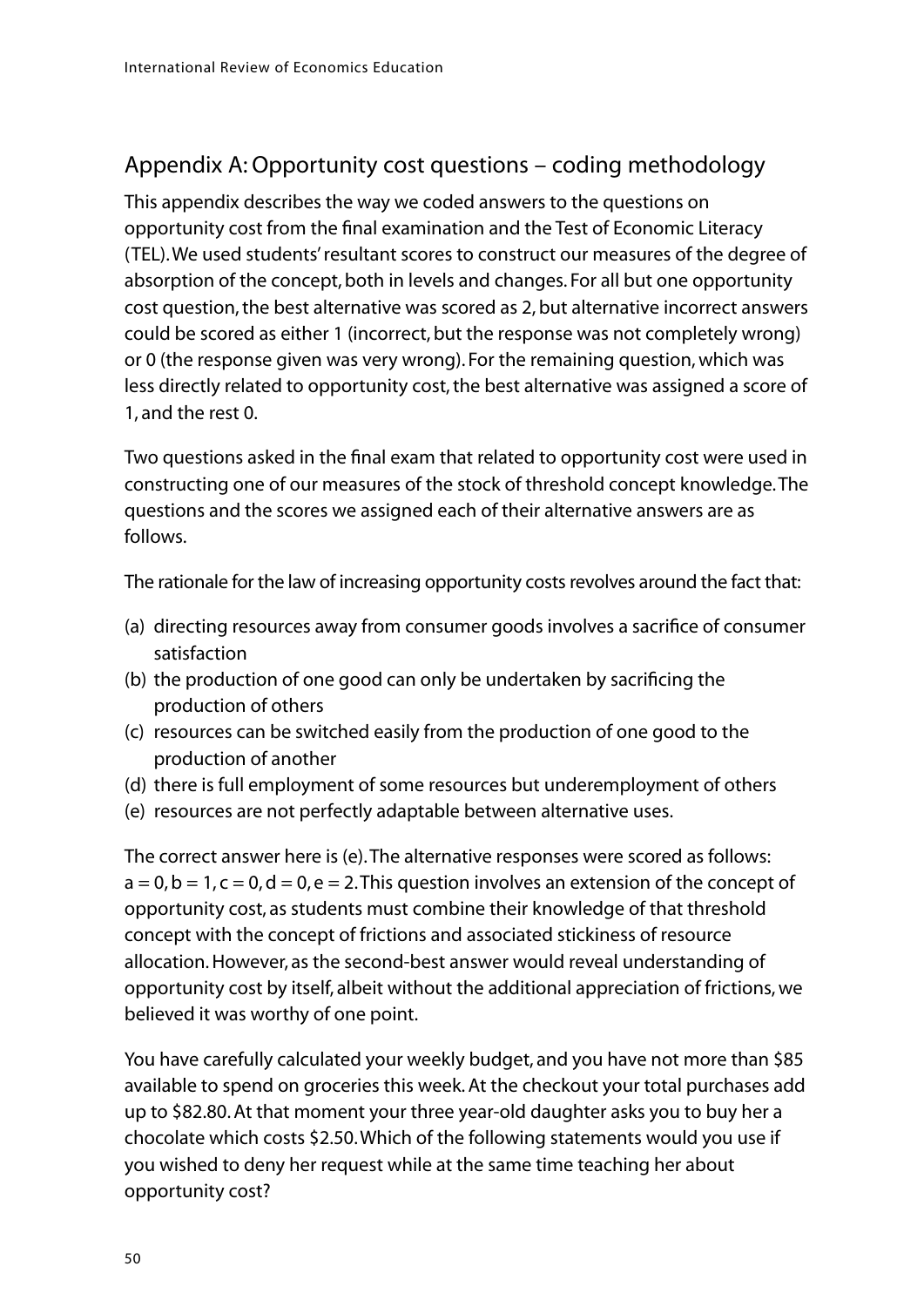## Appendix A: Opportunity cost questions – coding methodology

This appendix describes the way we coded answers to the questions on opportunity cost from the final examination and the Test of Economic Literacy (TEL). We used students' resultant scores to construct our measures of the degree of absorption of the concept, both in levels and changes. For all but one opportunity cost question, the best alternative was scored as 2, but alternative incorrect answers could be scored as either 1 (incorrect, but the response was not completely wrong) or 0 (the response given was very wrong). For the remaining question, which was less directly related to opportunity cost, the best alternative was assigned a score of 1, and the rest 0.

Two questions asked in the final exam that related to opportunity cost were used in constructing one of our measures of the stock of threshold concept knowledge. The questions and the scores we assigned each of their alternative answers are as follows.

The rationale for the law of increasing opportunity costs revolves around the fact that:

(a) directing resources away from consumer goods involves a sacrifice of consumer satisfaction
(b) the production of one good can only be undertaken by sacrificing the production of others
(c) resources can be switched easily from the production of one good to the production of another
(d) there is full employment of some resources but underemployment of others
(e) resources are not perfectly adaptable between alternative uses.

The correct answer here is (e). The alternative responses were scored as follows: a = 0, b = 1, c = 0, d = 0, e = 2. This question involves an extension of the concept of opportunity cost, as students must combine their knowledge of that threshold concept with the concept of frictions and associated stickiness of resource allocation. However, as the second-best answer would reveal understanding of opportunity cost by itself, albeit without the additional appreciation of frictions, we believed it was worthy of one point.

You have carefully calculated your weekly budget, and you have not more than $85 available to spend on groceries this week. At the checkout your total purchases add up to $82.80. At that moment your three year-old daughter asks you to buy her a chocolate which costs $2.50. Which of the following statements would you use if you wished to deny her request while at the same time teaching her about opportunity cost?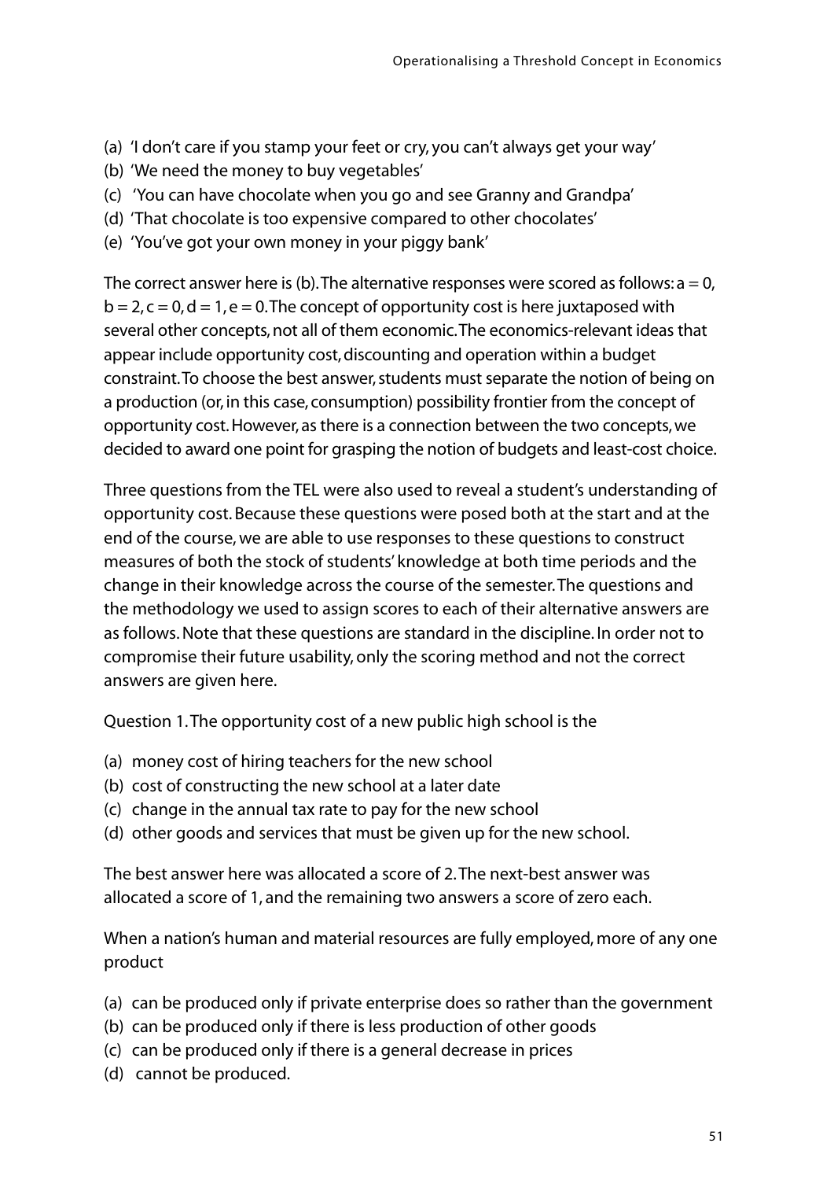(a) 'I don't care if you stamp your feet or cry, you can't always get your way'
(b) 'We need the money to buy vegetables'
(c) 'You can have chocolate when you go and see Granny and Grandpa'
(d) 'That chocolate is too expensive compared to other chocolates'
(e) 'You've got your own money in your piggy bank'

The correct answer here is (b). The alternative responses were scored as follows: a = 0, b = 2, c = 0, d = 1, e = 0. The concept of opportunity cost is here juxtaposed with several other concepts, not all of them economic. The economics-relevant ideas that appear include opportunity cost, discounting and operation within a budget constraint. To choose the best answer, students must separate the notion of being on a production (or, in this case, consumption) possibility frontier from the concept of opportunity cost. However, as there is a connection between the two concepts, we decided to award one point for grasping the notion of budgets and least-cost choice.

Three questions from the TEL were also used to reveal a student's understanding of opportunity cost. Because these questions were posed both at the start and at the end of the course, we are able to use responses to these questions to construct measures of both the stock of students' knowledge at both time periods and the change in their knowledge across the course of the semester. The questions and the methodology we used to assign scores to each of their alternative answers are as follows. Note that these questions are standard in the discipline. In order not to compromise their future usability, only the scoring method and not the correct answers are given here.

Question 1. The opportunity cost of a new public high school is the

(a) money cost of hiring teachers for the new school
(b) cost of constructing the new school at a later date
(c) change in the annual tax rate to pay for the new school
(d) other goods and services that must be given up for the new school.

The best answer here was allocated a score of 2. The next-best answer was allocated a score of 1, and the remaining two answers a score of zero each.

When a nation's human and material resources are fully employed, more of any one product

(a) can be produced only if private enterprise does so rather than the government
(b) can be produced only if there is less production of other goods
(c) can be produced only if there is a general decrease in prices
(d) cannot be produced.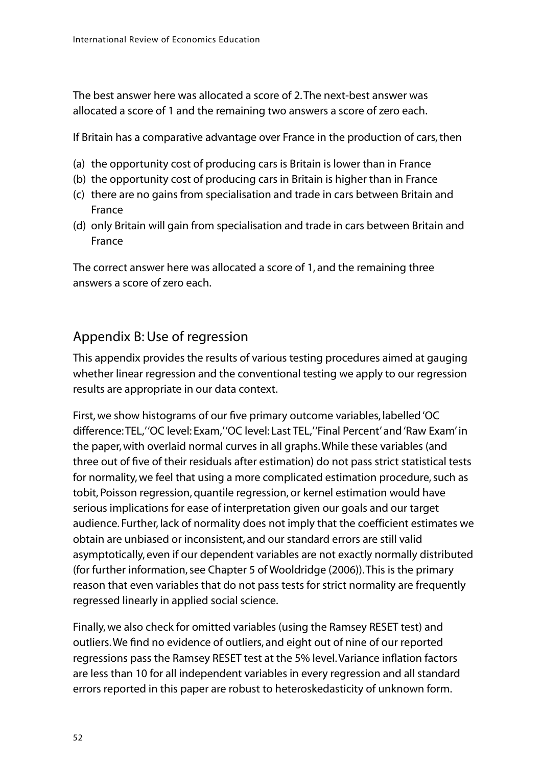The best answer here was allocated a score of 2. The next-best answer was allocated a score of 1 and the remaining two answers a score of zero each.

If Britain has a comparative advantage over France in the production of cars, then

(a) the opportunity cost of producing cars is Britain is lower than in France
(b) the opportunity cost of producing cars in Britain is higher than in France
(c) there are no gains from specialisation and trade in cars between Britain and France
(d) only Britain will gain from specialisation and trade in cars between Britain and France

The correct answer here was allocated a score of 1, and the remaining three answers a score of zero each.

## Appendix B: Use of regression

This appendix provides the results of various testing procedures aimed at gauging whether linear regression and the conventional testing we apply to our regression results are appropriate in our data context.

First, we show histograms of our five primary outcome variables, labelled 'OC difference: TEL,' 'OC level: Exam,' 'OC level: Last TEL,' 'Final Percent' and 'Raw Exam' in the paper, with overlaid normal curves in all graphs. While these variables (and three out of five of their residuals after estimation) do not pass strict statistical tests for normality, we feel that using a more complicated estimation procedure, such as tobit, Poisson regression, quantile regression, or kernel estimation would have serious implications for ease of interpretation given our goals and our target audience. Further, lack of normality does not imply that the coefficient estimates we obtain are unbiased or inconsistent, and our standard errors are still valid asymptotically, even if our dependent variables are not exactly normally distributed (for further information, see Chapter 5 of Wooldridge (2006)). This is the primary reason that even variables that do not pass tests for strict normality are frequently regressed linearly in applied social science.

Finally, we also check for omitted variables (using the Ramsey RESET test) and outliers. We find no evidence of outliers, and eight out of nine of our reported regressions pass the Ramsey RESET test at the 5% level. Variance inflation factors are less than 10 for all independent variables in every regression and all standard errors reported in this paper are robust to heteroskedasticity of unknown form.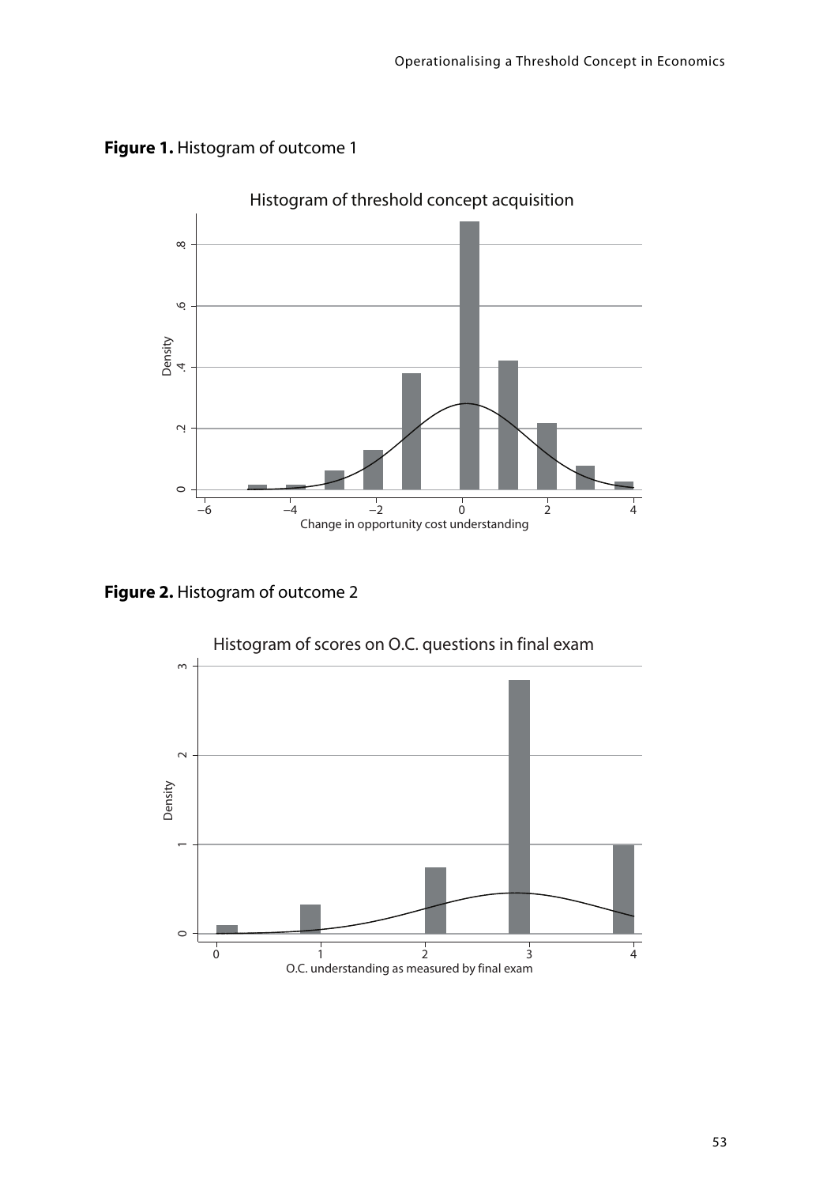**Figure 1.** Histogram of outcome 1

**Figure 2.** Histogram of outcome 2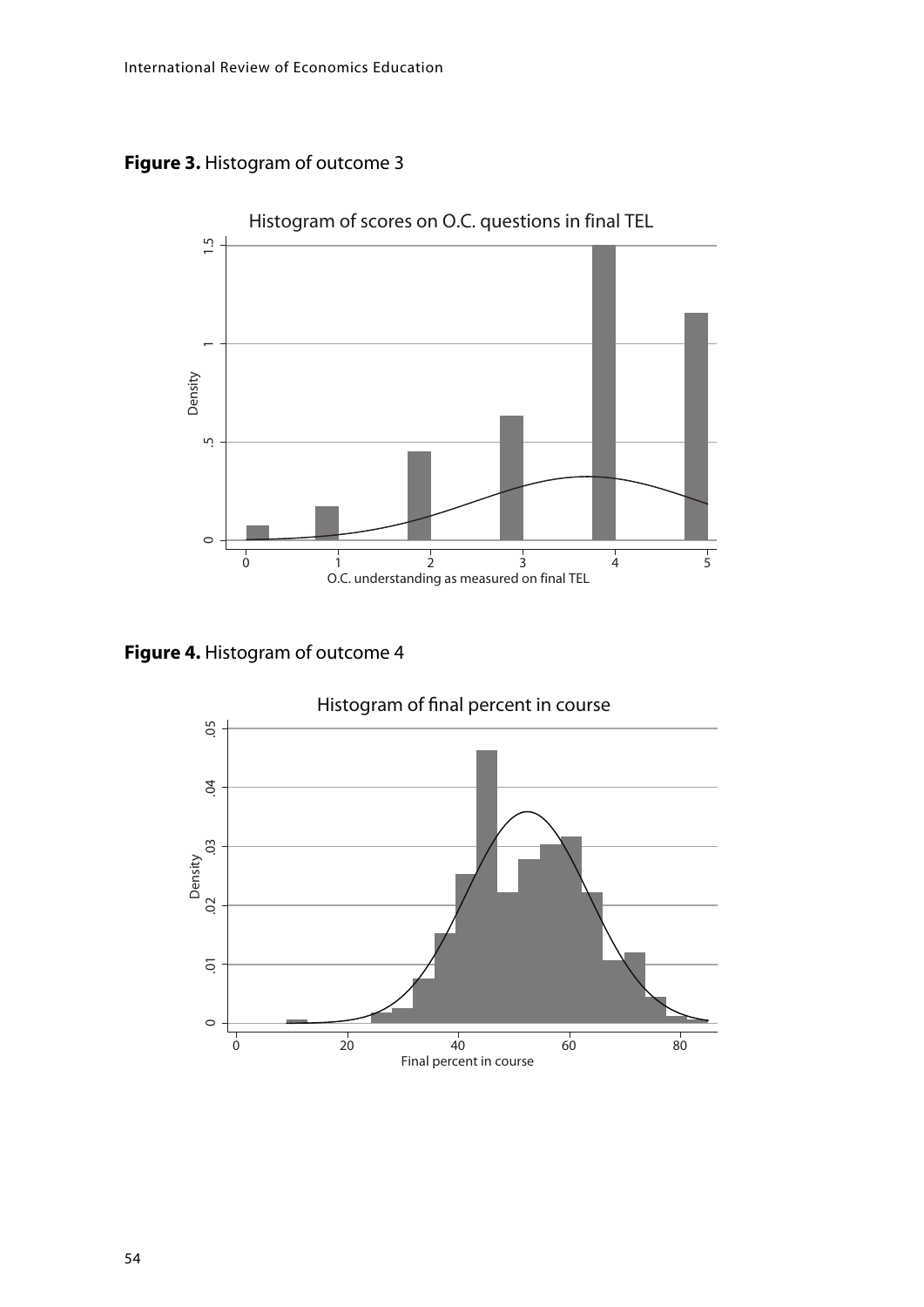**Figure 3.** Histogram of outcome 3

**Figure 4.** Histogram of outcome 4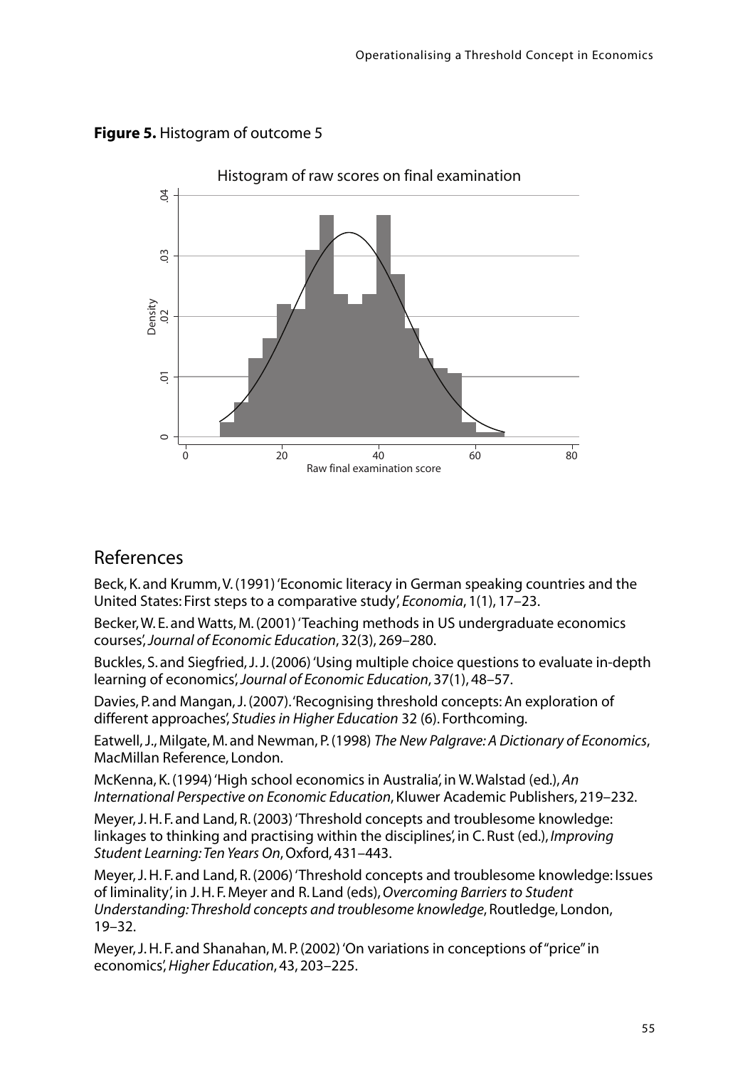**Figure 5.** Histogram of outcome 5

## References

Beck, K. and Krumm, V. (1991) 'Economic literacy in German speaking countries and the United States: First steps to a comparative study', *Economia*, 1(1), 17–23.

Becker, W. E. and Watts, M. (2001) 'Teaching methods in US undergraduate economics courses', *Journal of Economic Education*, 32(3), 269–280.

Buckles, S. and Siegfried, J. J. (2006) 'Using multiple choice questions to evaluate in-depth learning of economics', *Journal of Economic Education*, 37(1), 48–57.

Davies, P. and Mangan, J. (2007). 'Recognising threshold concepts: An exploration of different approaches', *Studies in Higher Education* 32 (6). Forthcoming.

Eatwell, J., Milgate, M. and Newman, P. (1998) *The New Palgrave: A Dictionary of Economics*, MacMillan Reference, London.

McKenna, K. (1994) 'High school economics in Australia', in W. Walstad (ed.), *An International Perspective on Economic Education*, Kluwer Academic Publishers, 219–232.

Meyer, J. H. F. and Land, R. (2003) 'Threshold concepts and troublesome knowledge: linkages to thinking and practising within the disciplines', in C. Rust (ed.), *Improving Student Learning: Ten Years On*, Oxford, 431–443.

Meyer, J. H. F. and Land, R. (2006) 'Threshold concepts and troublesome knowledge: Issues of liminality', in J. H. F. Meyer and R. Land (eds), *Overcoming Barriers to Student Understanding: Threshold concepts and troublesome knowledge*, Routledge, London, 19–32.

Meyer, J. H. F. and Shanahan, M. P. (2002) 'On variations in conceptions of "price" in economics', *Higher Education*, 43, 203–225.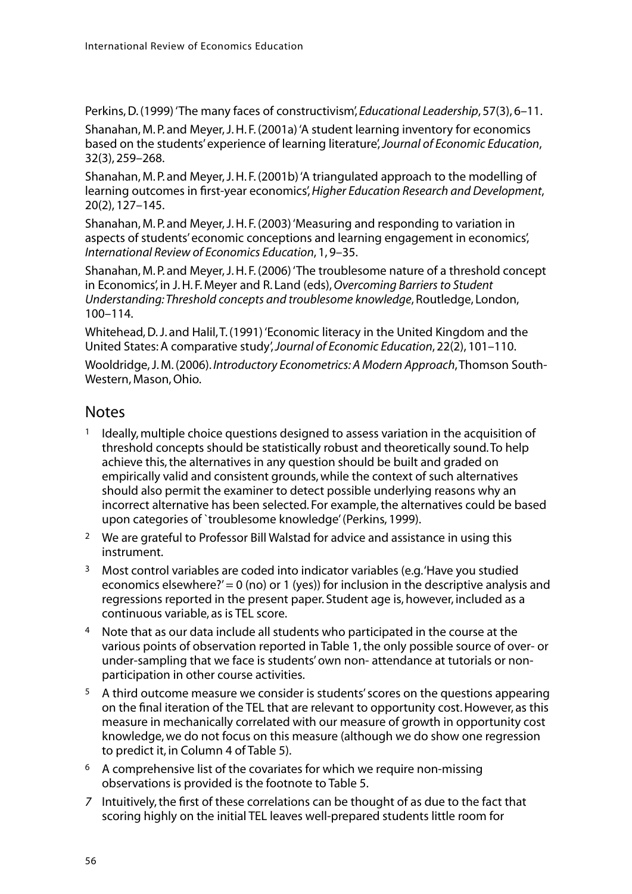Perkins, D. (1999) 'The many faces of constructivism', *Educational Leadership*, 57(3), 6–11.

Shanahan, M. P. and Meyer, J. H. F. (2001a) 'A student learning inventory for economics based on the students' experience of learning literature', *Journal of Economic Education*, 32(3), 259–268.

Shanahan, M. P. and Meyer, J. H. F. (2001b) 'A triangulated approach to the modelling of learning outcomes in first-year economics', *Higher Education Research and Development*, 20(2), 127–145.

Shanahan, M. P. and Meyer, J. H. F. (2003) 'Measuring and responding to variation in aspects of students' economic conceptions and learning engagement in economics', *International Review of Economics Education*, 1, 9–35.

Shanahan, M. P. and Meyer, J. H. F. (2006) 'The troublesome nature of a threshold concept in Economics', in J. H. F. Meyer and R. Land (eds), *Overcoming Barriers to Student Understanding: Threshold concepts and troublesome knowledge*, Routledge, London, 100–114.

Whitehead, D. J. and Halil, T. (1991) 'Economic literacy in the United Kingdom and the United States: A comparative study', *Journal of Economic Education*, 22(2), 101–110.

Wooldridge, J. M. (2006). *Introductory Econometrics: A Modern Approach*, Thomson South-Western, Mason, Ohio.

## Notes

1. Ideally, multiple choice questions designed to assess variation in the acquisition of threshold concepts should be statistically robust and theoretically sound. To help achieve this, the alternatives in any question should be built and graded on empirically valid and consistent grounds, while the context of such alternatives should also permit the examiner to detect possible underlying reasons why an incorrect alternative has been selected. For example, the alternatives could be based upon categories of `troublesome knowledge' (Perkins, 1999).
2. We are grateful to Professor Bill Walstad for advice and assistance in using this instrument.
3. Most control variables are coded into indicator variables (e.g. 'Have you studied economics elsewhere?' = 0 (no) or 1 (yes)) for inclusion in the descriptive analysis and regressions reported in the present paper. Student age is, however, included as a continuous variable, as is TEL score.
4. Note that as our data include all students who participated in the course at the various points of observation reported in Table 1, the only possible source of over- or under-sampling that we face is students' own non- attendance at tutorials or non-participation in other course activities.
5. A third outcome measure we consider is students' scores on the questions appearing on the final iteration of the TEL that are relevant to opportunity cost. However, as this measure in mechanically correlated with our measure of growth in opportunity cost knowledge, we do not focus on this measure (although we do show one regression to predict it, in Column 4 of Table 5).
6. A comprehensive list of the covariates for which we require non-missing observations is provided is the footnote to Table 5.
7. Intuitively, the first of these correlations can be thought of as due to the fact that scoring highly on the initial TEL leaves well-prepared students little room for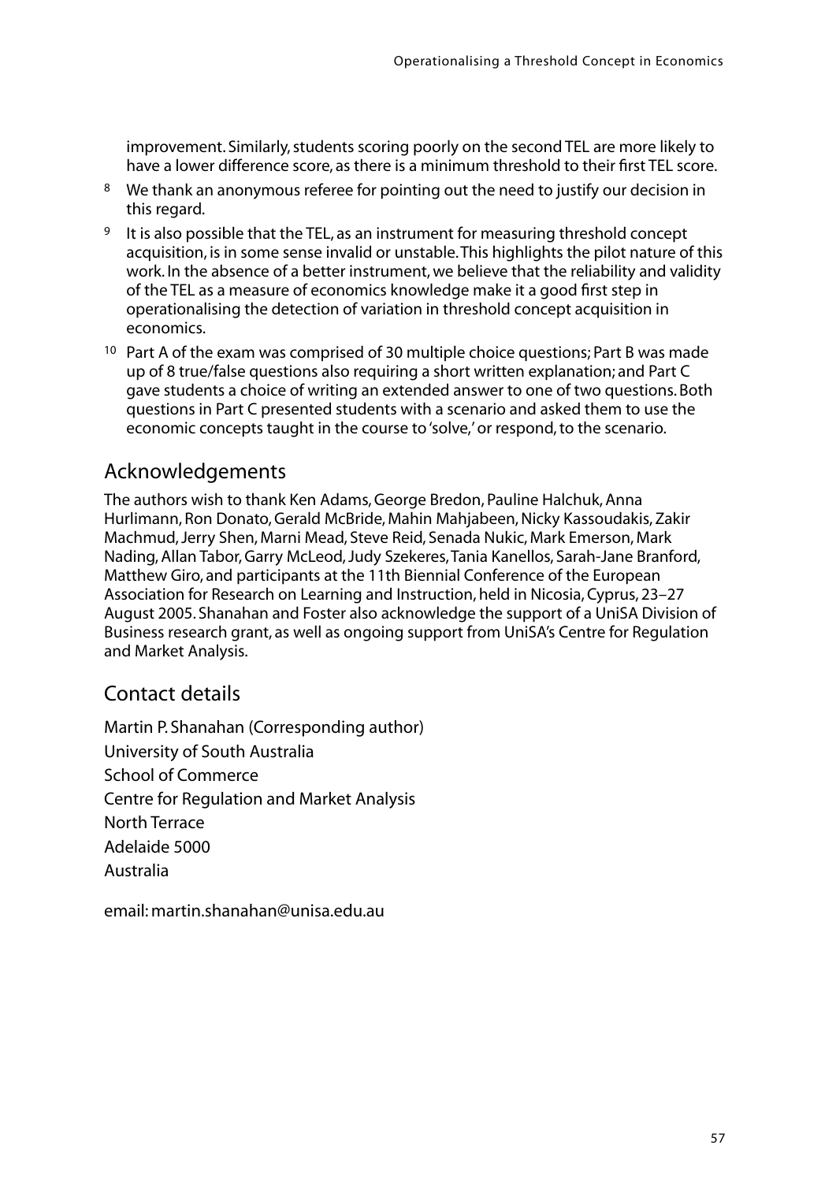improvement. Similarly, students scoring poorly on the second TEL are more likely to have a lower difference score, as there is a minimum threshold to their first TEL score.

8. We thank an anonymous referee for pointing out the need to justify our decision in this regard.

9. It is also possible that the TEL, as an instrument for measuring threshold concept acquisition, is in some sense invalid or unstable. This highlights the pilot nature of this work. In the absence of a better instrument, we believe that the reliability and validity of the TEL as a measure of economics knowledge make it a good first step in operationalising the detection of variation in threshold concept acquisition in economics.

10. Part A of the exam was comprised of 30 multiple choice questions; Part B was made up of 8 true/false questions also requiring a short written explanation; and Part C gave students a choice of writing an extended answer to one of two questions. Both questions in Part C presented students with a scenario and asked them to use the economic concepts taught in the course to 'solve,' or respond, to the scenario.

## Acknowledgements

The authors wish to thank Ken Adams, George Bredon, Pauline Halchuk, Anna Hurlimann, Ron Donato, Gerald McBride, Mahin Mahjabeen, Nicky Kassoudakis, Zakir Machmud, Jerry Shen, Marni Mead, Steve Reid, Senada Nukic, Mark Emerson, Mark Nading, Allan Tabor, Garry McLeod, Judy Szekeres, Tania Kanellos, Sarah-Jane Branford, Matthew Giro, and participants at the 11th Biennial Conference of the European Association for Research on Learning and Instruction, held in Nicosia, Cyprus, 23–27 August 2005. Shanahan and Foster also acknowledge the support of a UniSA Division of Business research grant, as well as ongoing support from UniSA's Centre for Regulation and Market Analysis.

## Contact details

Martin P. Shanahan (Corresponding author)
University of South Australia
School of Commerce
Centre for Regulation and Market Analysis
North Terrace
Adelaide 5000
Australia

email: martin.shanahan@unisa.edu.au